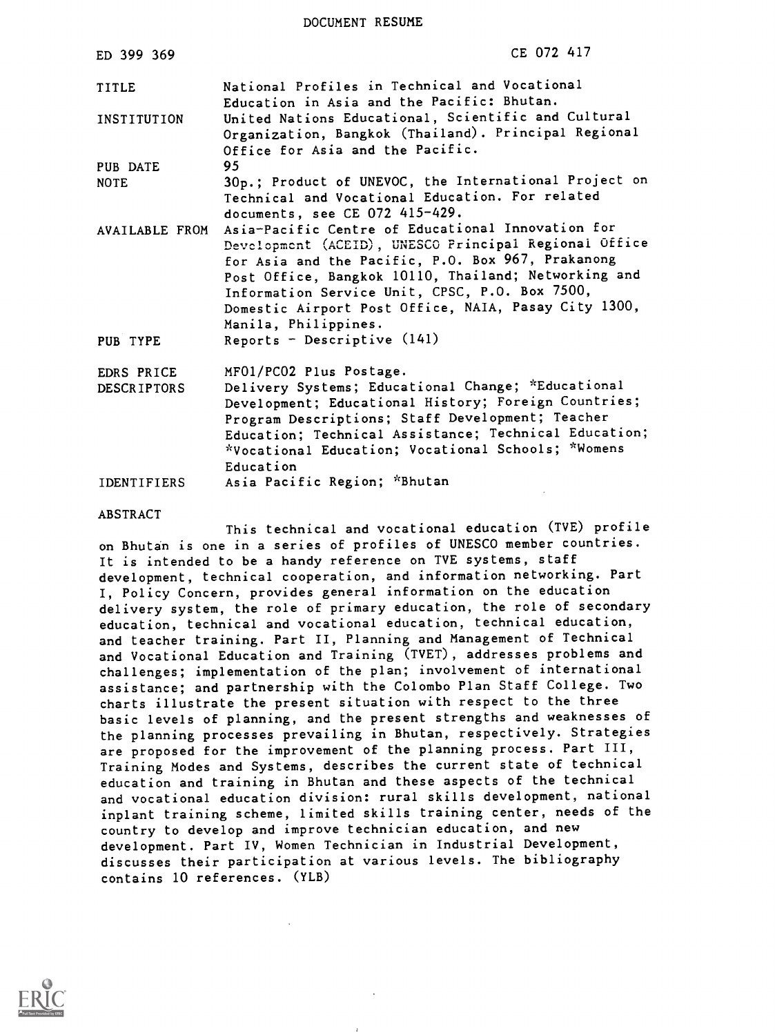DOCUMENT RESUME

| | |
|---|---|
| ED 399 369 | CE 072 417 |
| TITLE | National Profiles in Technical and Vocational Education in Asia and the Pacific: Bhutan. |
| INSTITUTION | United Nations Educational, Scientific and Cultural Organization, Bangkok (Thailand). Principal Regional Office for Asia and the Pacific. |
| PUB DATE | 95 |
| NOTE | 30p.; Product of UNEVOC, the International Project on Technical and Vocational Education. For related documents, see CE 072 415-429. |
| AVAILABLE FROM | Asia-Pacific Centre of Educational Innovation for Development (ACEID), UNESCO Principal Regional Office for Asia and the Pacific, P.O. Box 967, Prakanong Post Office, Bangkok 10110, Thailand; Networking and Information Service Unit, CPSC, P.O. Box 7500, Domestic Airport Post Office, NAIA, Pasay City 1300, Manila, Philippines. |
| PUB TYPE | Reports - Descriptive (141) |
| EDRS PRICE | MF01/PC02 Plus Postage. |
| DESCRIPTORS | Delivery Systems; Educational Change; *Educational Development; Educational History; Foreign Countries; Program Descriptions; Staff Development; Teacher Education; Technical Assistance; Technical Education; *Vocational Education; Vocational Schools; *Womens Education |
| IDENTIFIERS | Asia Pacific Region; *Bhutan |

ABSTRACT

This technical and vocational education (TVE) profile on Bhutan is one in a series of profiles of UNESCO member countries. It is intended to be a handy reference on TVE systems, staff development, technical cooperation, and information networking. Part I, Policy Concern, provides general information on the education delivery system, the role of primary education, the role of secondary education, technical and vocational education, technical education, and teacher training. Part II, Planning and Management of Technical and Vocational Education and Training (TVET), addresses problems and challenges; implementation of the plan; involvement of international assistance; and partnership with the Colombo Plan Staff College. Two charts illustrate the present situation with respect to the three basic levels of planning, and the present strengths and weaknesses of the planning processes prevailing in Bhutan, respectively. Strategies are proposed for the improvement of the planning process. Part III, Training Modes and Systems, describes the current state of technical education and training in Bhutan and these aspects of the technical and vocational education division: rural skills development, national inplant training scheme, limited skills training center, needs of the country to develop and improve technician education, and new development. Part IV, Women Technician in Industrial Development, discusses their participation at various levels. The bibliography contains 10 references. (YLB)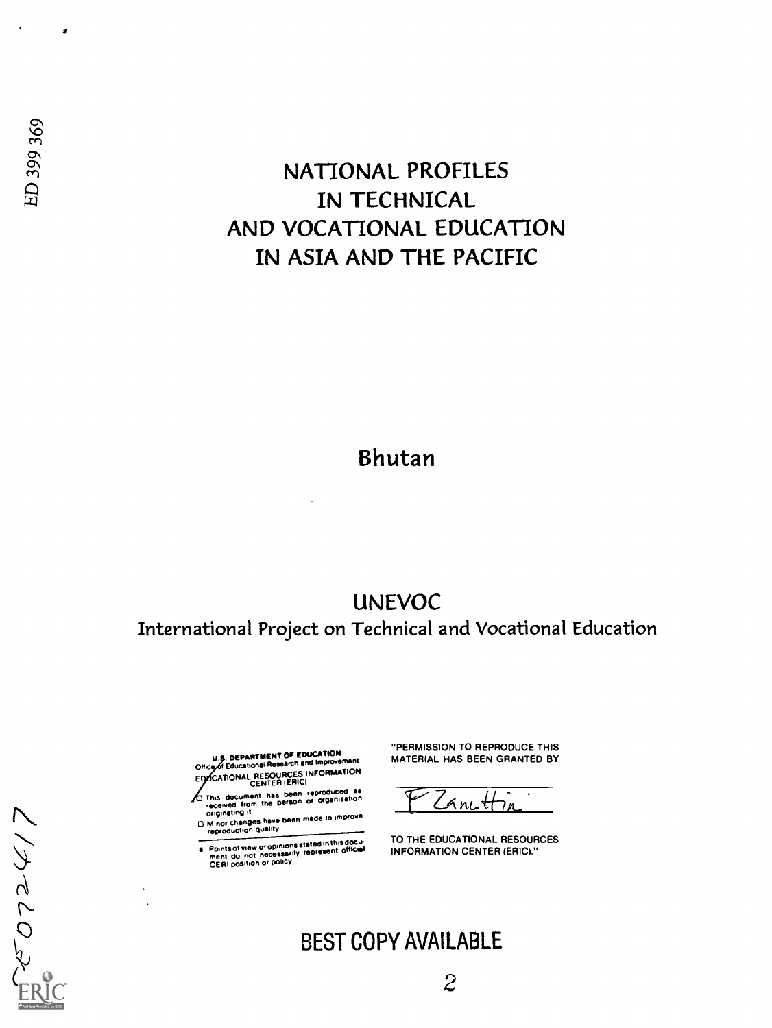ED 399 369

# NATIONAL PROFILES IN TECHNICAL AND VOCATIONAL EDUCATION IN ASIA AND THE PACIFIC

## Bhutan

## UNEVOC

International Project on Technical and Vocational Education

U.S. DEPARTMENT OF EDUCATION
Office of Educational Research and Improvement
EDUCATIONAL RESOURCES INFORMATION CENTER (ERIC)

- This document has been reproduced as received from the person or organization originating it.
- Minor changes have been made to improve reproduction quality.

- Points of view or opinions stated in this document do not necessarily represent official OERI position or policy

"PERMISSION TO REPRODUCE THIS MATERIAL HAS BEEN GRANTED BY

F Zanetti

TO THE EDUCATIONAL RESOURCES INFORMATION CENTER (ERIC)."

CE072417

BEST COPY AVAILABLE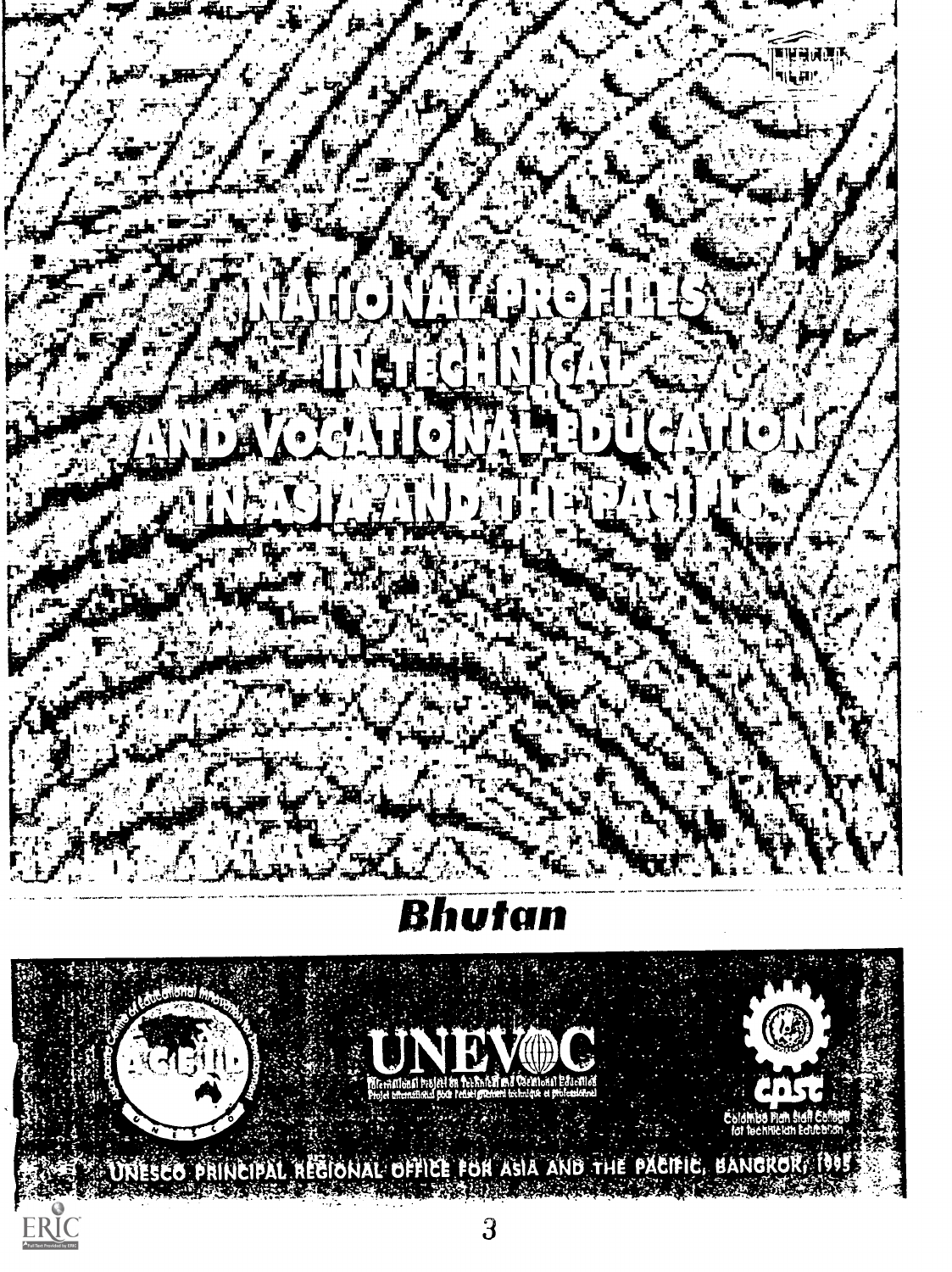# NATIONAL PROFILES IN TECHNICAL AND VOCATIONAL EDUCATION IN ASIA AND THE PACIFIC

## Bhutan

UNEVOC

International Project on Technical and Vocational Education
Projet international pour l'enseignement technique et professionnel

Colombo Plan Staff College for Technician Education

UNESCO PRINCIPAL REGIONAL OFFICE FOR ASIA AND THE PACIFIC, BANGKOK, 1995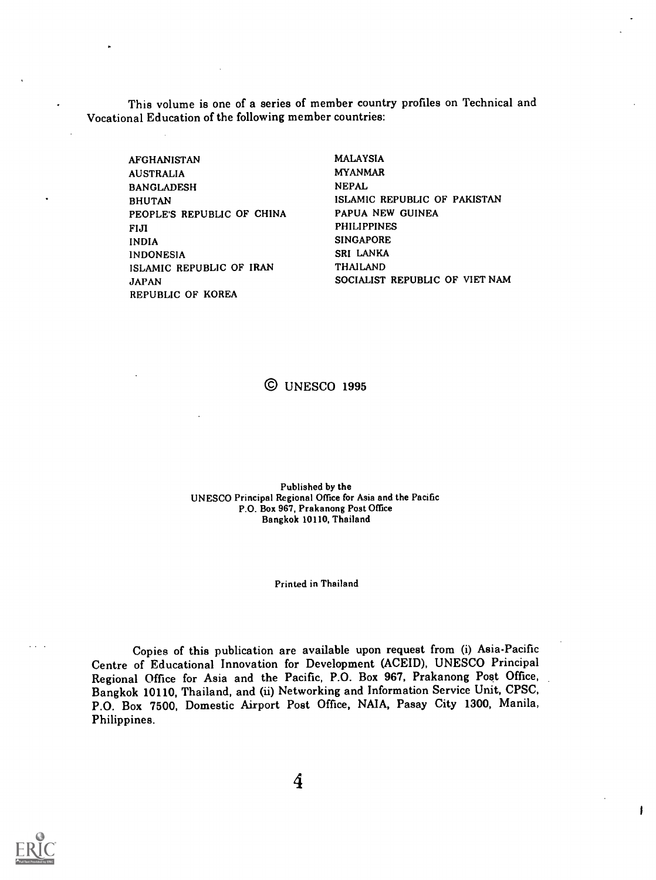This volume is one of a series of member country profiles on Technical and Vocational Education of the following member countries:

AFGHANISTAN
AUSTRALIA
BANGLADESH
BHUTAN
PEOPLE'S REPUBLIC OF CHINA
FIJI
INDIA
INDONESIA
ISLAMIC REPUBLIC OF IRAN
JAPAN
REPUBLIC OF KOREA
MALAYSIA
MYANMAR
NEPAL
ISLAMIC REPUBLIC OF PAKISTAN
PAPUA NEW GUINEA
PHILIPPINES
SINGAPORE
SRI LANKA
THAILAND
SOCIALIST REPUBLIC OF VIET NAM

© UNESCO 1995

Published by the
UNESCO Principal Regional Office for Asia and the Pacific
P.O. Box 967, Prakanong Post Office
Bangkok 10110, Thailand

Printed in Thailand

Copies of this publication are available upon request from (i) Asia-Pacific Centre of Educational Innovation for Development (ACEID), UNESCO Principal Regional Office for Asia and the Pacific, P.O. Box 967, Prakanong Post Office, Bangkok 10110, Thailand, and (ii) Networking and Information Service Unit, CPSC, P.O. Box 7500, Domestic Airport Post Office, NAIA, Pasay City 1300, Manila, Philippines.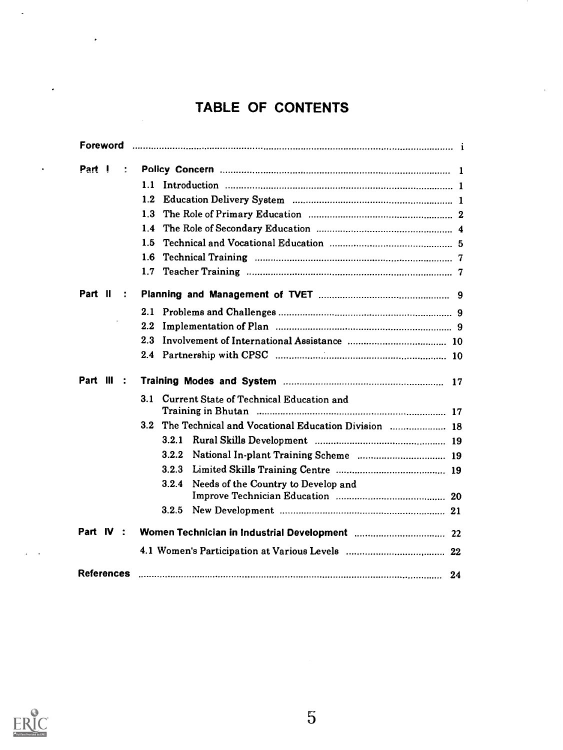# TABLE OF CONTENTS

| | | |
|---|---|---|
| **Foreword** | | i |
| **Part I :** | **Policy Concern** | 1 |
| | 1.1 Introduction | 1 |
| | 1.2 Education Delivery System | 1 |
| | 1.3 The Role of Primary Education | 2 |
| | 1.4 The Role of Secondary Education | 4 |
| | 1.5 Technical and Vocational Education | 5 |
| | 1.6 Technical Training | 7 |
| | 1.7 Teacher Training | 7 |
| **Part II :** | **Planning and Management of TVET** | 9 |
| | 2.1 Problems and Challenges | 9 |
| | 2.2 Implementation of Plan | 9 |
| | 2.3 Involvement of International Assistance | 10 |
| | 2.4 Partnership with CPSC | 10 |
| **Part III :** | **Training Modes and System** | 17 |
| | 3.1 Current State of Technical Education and Training in Bhutan | 17 |
| | 3.2 The Technical and Vocational Education Division | 18 |
| | 3.2.1 Rural Skills Development | 19 |
| | 3.2.2 National In-plant Training Scheme | 19 |
| | 3.2.3 Limited Skills Training Centre | 19 |
| | 3.2.4 Needs of the Country to Develop and Improve Technician Education | 20 |
| | 3.2.5 New Development | 21 |
| **Part IV :** | **Women Technician in Industrial Development** | 22 |
| | 4.1 Women's Participation at Various Levels | 22 |
| **References** | | 24 |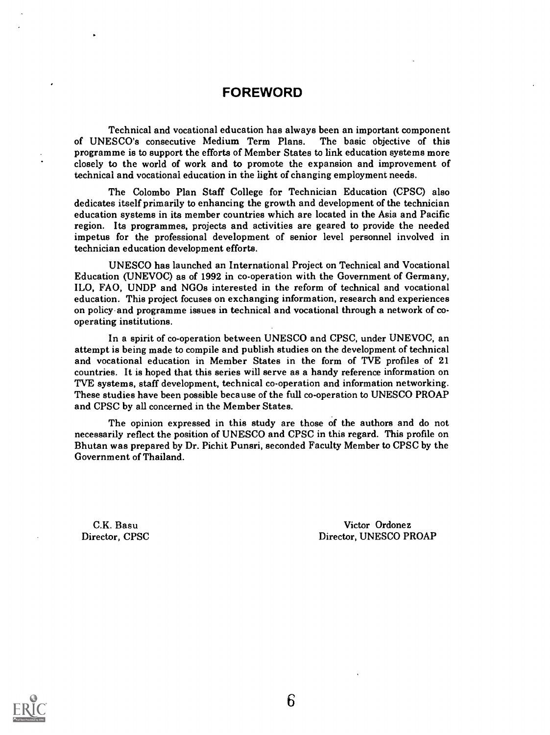# FOREWORD

Technical and vocational education has always been an important component of UNESCO's consecutive Medium Term Plans. The basic objective of this programme is to support the efforts of Member States to link education systems more closely to the world of work and to promote the expansion and improvement of technical and vocational education in the light of changing employment needs.

The Colombo Plan Staff College for Technician Education (CPSC) also dedicates itself primarily to enhancing the growth and development of the technician education systems in its member countries which are located in the Asia and Pacific region. Its programmes, projects and activities are geared to provide the needed impetus for the professional development of senior level personnel involved in technician education development efforts.

UNESCO has launched an International Project on Technical and Vocational Education (UNEVOC) as of 1992 in co-operation with the Government of Germany, ILO, FAO, UNDP and NGOs interested in the reform of technical and vocational education. This project focuses on exchanging information, research and experiences on policy and programme issues in technical and vocational through a network of co-operating institutions.

In a spirit of co-operation between UNESCO and CPSC, under UNEVOC, an attempt is being made to compile and publish studies on the development of technical and vocational education in Member States in the form of TVE profiles of 21 countries. It is hoped that this series will serve as a handy reference information on TVE systems, staff development, technical co-operation and information networking. These studies have been possible because of the full co-operation to UNESCO PROAP and CPSC by all concerned in the Member States.

The opinion expressed in this study are those of the authors and do not necessarily reflect the position of UNESCO and CPSC in this regard. This profile on Bhutan was prepared by Dr. Pichit Punsri, seconded Faculty Member to CPSC by the Government of Thailand.

C.K. Basu
Director, CPSC

Victor Ordonez
Director, UNESCO PROAP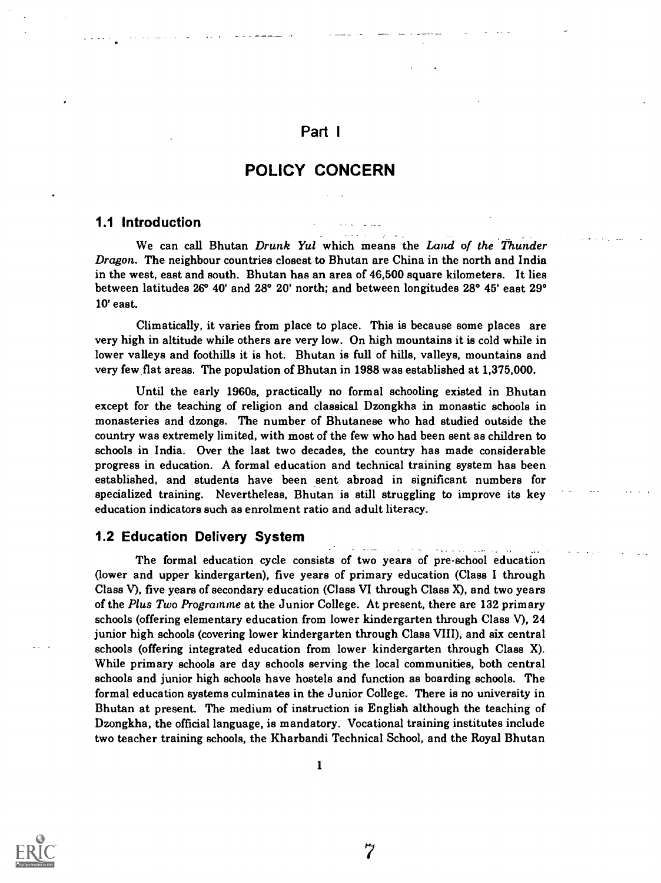# Part I

# POLICY CONCERN

## 1.1 Introduction

We can call Bhutan *Drunk Yul* which means the *Land of the Thunder Dragon*. The neighbour countries closest to Bhutan are China in the north and India in the west, east and south. Bhutan has an area of 46,500 square kilometers. It lies between latitudes 26° 40' and 28° 20' north; and between longitudes 28° 45' east 29° 10' east.

Climatically, it varies from place to place. This is because some places are very high in altitude while others are very low. On high mountains it is cold while in lower valleys and foothills it is hot. Bhutan is full of hills, valleys, mountains and very few flat areas. The population of Bhutan in 1988 was established at 1,375,000.

Until the early 1960s, practically no formal schooling existed in Bhutan except for the teaching of religion and classical Dzongkha in monastic schools in monasteries and dzongs. The number of Bhutanese who had studied outside the country was extremely limited, with most of the few who had been sent as children to schools in India. Over the last two decades, the country has made considerable progress in education. A formal education and technical training system has been established, and students have been sent abroad in significant numbers for specialized training. Nevertheless, Bhutan is still struggling to improve its key education indicators such as enrolment ratio and adult literacy.

## 1.2 Education Delivery System

The formal education cycle consists of two years of pre-school education (lower and upper kindergarten), five years of primary education (Class I through Class V), five years of secondary education (Class VI through Class X), and two years of the *Plus Two Programme* at the Junior College. At present, there are 132 primary schools (offering elementary education from lower kindergarten through Class V), 24 junior high schools (covering lower kindergarten through Class VIII), and six central schools (offering integrated education from lower kindergarten through Class X). While primary schools are day schools serving the local communities, both central schools and junior high schools have hostels and function as boarding schools. The formal education systems culminates in the Junior College. There is no university in Bhutan at present. The medium of instruction is English although the teaching of Dzongkha, the official language, is mandatory. Vocational training institutes include two teacher training schools, the Kharbandi Technical School, and the Royal Bhutan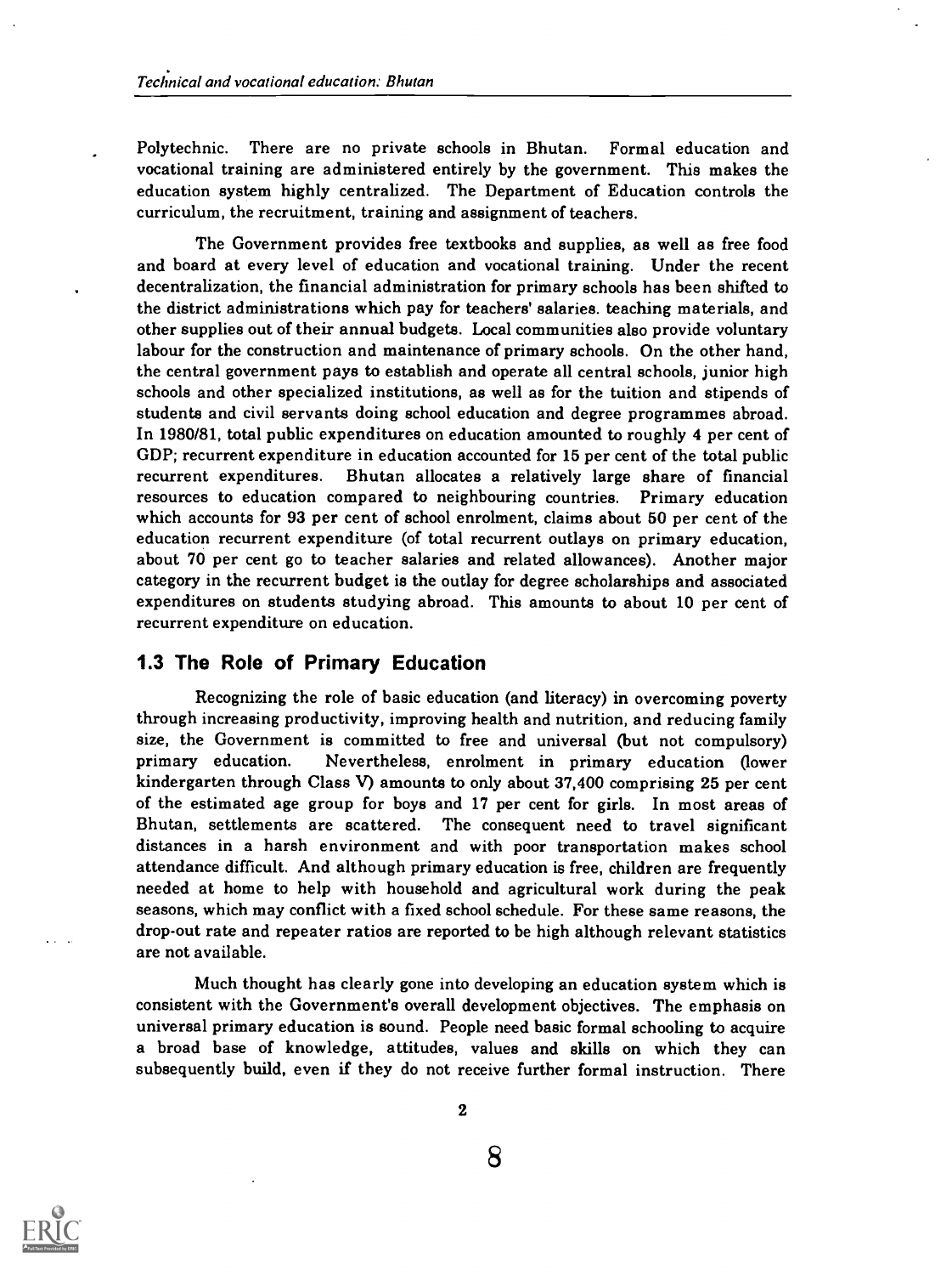Polytechnic. There are no private schools in Bhutan. Formal education and vocational training are administered entirely by the government. This makes the education system highly centralized. The Department of Education controls the curriculum, the recruitment, training and assignment of teachers.

The Government provides free textbooks and supplies, as well as free food and board at every level of education and vocational training. Under the recent decentralization, the financial administration for primary schools has been shifted to the district administrations which pay for teachers' salaries. teaching materials, and other supplies out of their annual budgets. Local communities also provide voluntary labour for the construction and maintenance of primary schools. On the other hand, the central government pays to establish and operate all central schools, junior high schools and other specialized institutions, as well as for the tuition and stipends of students and civil servants doing school education and degree programmes abroad. In 1980/81, total public expenditures on education amounted to roughly 4 per cent of GDP; recurrent expenditure in education accounted for 15 per cent of the total public recurrent expenditures. Bhutan allocates a relatively large share of financial resources to education compared to neighbouring countries. Primary education which accounts for 93 per cent of school enrolment, claims about 50 per cent of the education recurrent expenditure (of total recurrent outlays on primary education, about 70 per cent go to teacher salaries and related allowances). Another major category in the recurrent budget is the outlay for degree scholarships and associated expenditures on students studying abroad. This amounts to about 10 per cent of recurrent expenditure on education.

## 1.3 The Role of Primary Education

Recognizing the role of basic education (and literacy) in overcoming poverty through increasing productivity, improving health and nutrition, and reducing family size, the Government is committed to free and universal (but not compulsory) primary education. Nevertheless, enrolment in primary education (lower kindergarten through Class V) amounts to only about 37,400 comprising 25 per cent of the estimated age group for boys and 17 per cent for girls. In most areas of Bhutan, settlements are scattered. The consequent need to travel significant distances in a harsh environment and with poor transportation makes school attendance difficult. And although primary education is free, children are frequently needed at home to help with household and agricultural work during the peak seasons, which may conflict with a fixed school schedule. For these same reasons, the drop-out rate and repeater ratios are reported to be high although relevant statistics are not available.

Much thought has clearly gone into developing an education system which is consistent with the Government's overall development objectives. The emphasis on universal primary education is sound. People need basic formal schooling to acquire a broad base of knowledge, attitudes, values and skills on which they can subsequently build, even if they do not receive further formal instruction. There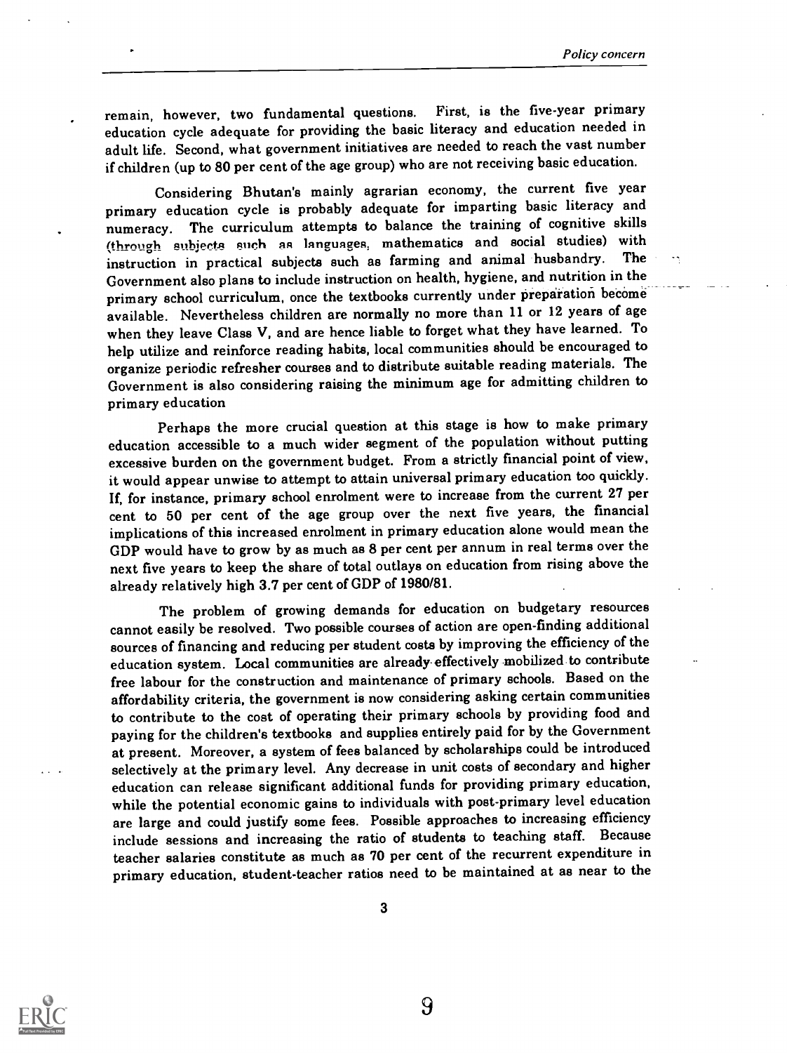remain, however, two fundamental questions. First, is the five-year primary education cycle adequate for providing the basic literacy and education needed in adult life. Second, what government initiatives are needed to reach the vast number if children (up to 80 per cent of the age group) who are not receiving basic education.

Considering Bhutan's mainly agrarian economy, the current five year primary education cycle is probably adequate for imparting basic literacy and numeracy. The curriculum attempts to balance the training of cognitive skills (through subjects such as languages, mathematics and social studies) with instruction in practical subjects such as farming and animal husbandry. The Government also plans to include instruction on health, hygiene, and nutrition in the primary school curriculum, once the textbooks currently under preparation become available. Nevertheless children are normally no more than 11 or 12 years of age when they leave Class V, and are hence liable to forget what they have learned. To help utilize and reinforce reading habits, local communities should be encouraged to organize periodic refresher courses and to distribute suitable reading materials. The Government is also considering raising the minimum age for admitting children to primary education

Perhaps the more crucial question at this stage is how to make primary education accessible to a much wider segment of the population without putting excessive burden on the government budget. From a strictly financial point of view, it would appear unwise to attempt to attain universal primary education too quickly. If, for instance, primary school enrolment were to increase from the current 27 per cent to 50 per cent of the age group over the next five years, the financial implications of this increased enrolment in primary education alone would mean the GDP would have to grow by as much as 8 per cent per annum in real terms over the next five years to keep the share of total outlays on education from rising above the already relatively high 3.7 per cent of GDP of 1980/81.

The problem of growing demands for education on budgetary resources cannot easily be resolved. Two possible courses of action are open-finding additional sources of financing and reducing per student costs by improving the efficiency of the education system. Local communities are already effectively mobilized to contribute free labour for the construction and maintenance of primary schools. Based on the affordability criteria, the government is now considering asking certain communities to contribute to the cost of operating their primary schools by providing food and paying for the children's textbooks and supplies entirely paid for by the Government at present. Moreover, a system of fees balanced by scholarships could be introduced selectively at the primary level. Any decrease in unit costs of secondary and higher education can release significant additional funds for providing primary education, while the potential economic gains to individuals with post-primary level education are large and could justify some fees. Possible approaches to increasing efficiency include sessions and increasing the ratio of students to teaching staff. Because teacher salaries constitute as much as 70 per cent of the recurrent expenditure in primary education, student-teacher ratios need to be maintained at as near to the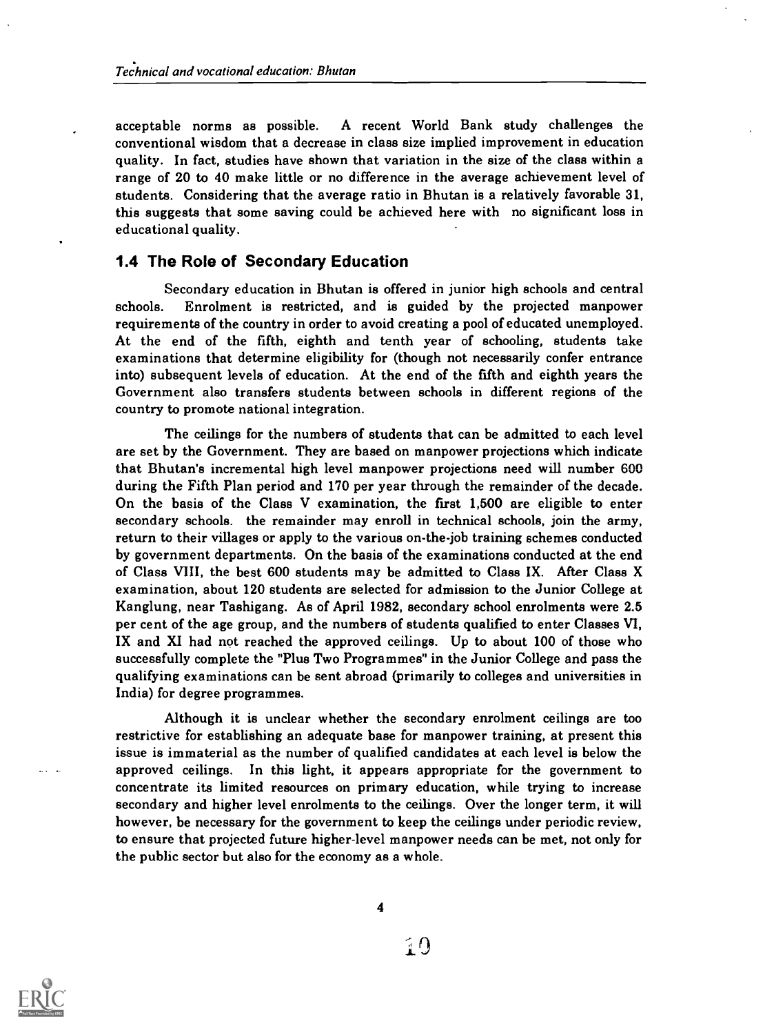acceptable norms as possible. A recent World Bank study challenges the conventional wisdom that a decrease in class size implied improvement in education quality. In fact, studies have shown that variation in the size of the class within a range of 20 to 40 make little or no difference in the average achievement level of students. Considering that the average ratio in Bhutan is a relatively favorable 31, this suggests that some saving could be achieved here with no significant loss in educational quality.

## 1.4 The Role of Secondary Education

Secondary education in Bhutan is offered in junior high schools and central schools. Enrolment is restricted, and is guided by the projected manpower requirements of the country in order to avoid creating a pool of educated unemployed. At the end of the fifth, eighth and tenth year of schooling, students take examinations that determine eligibility for (though not necessarily confer entrance into) subsequent levels of education. At the end of the fifth and eighth years the Government also transfers students between schools in different regions of the country to promote national integration.

The ceilings for the numbers of students that can be admitted to each level are set by the Government. They are based on manpower projections which indicate that Bhutan's incremental high level manpower projections need will number 600 during the Fifth Plan period and 170 per year through the remainder of the decade. On the basis of the Class V examination, the first 1,500 are eligible to enter secondary schools. the remainder may enroll in technical schools, join the army, return to their villages or apply to the various on-the-job training schemes conducted by government departments. On the basis of the examinations conducted at the end of Class VIII, the best 600 students may be admitted to Class IX. After Class X examination, about 120 students are selected for admission to the Junior College at Kanglung, near Tashigang. As of April 1982, secondary school enrolments were 2.5 per cent of the age group, and the numbers of students qualified to enter Classes VI, IX and XI had not reached the approved ceilings. Up to about 100 of those who successfully complete the "Plus Two Programmes" in the Junior College and pass the qualifying examinations can be sent abroad (primarily to colleges and universities in India) for degree programmes.

Although it is unclear whether the secondary enrolment ceilings are too restrictive for establishing an adequate base for manpower training, at present this issue is immaterial as the number of qualified candidates at each level is below the approved ceilings. In this light, it appears appropriate for the government to concentrate its limited resources on primary education, while trying to increase secondary and higher level enrolments to the ceilings. Over the longer term, it will however, be necessary for the government to keep the ceilings under periodic review, to ensure that projected future higher-level manpower needs can be met, not only for the public sector but also for the economy as a whole.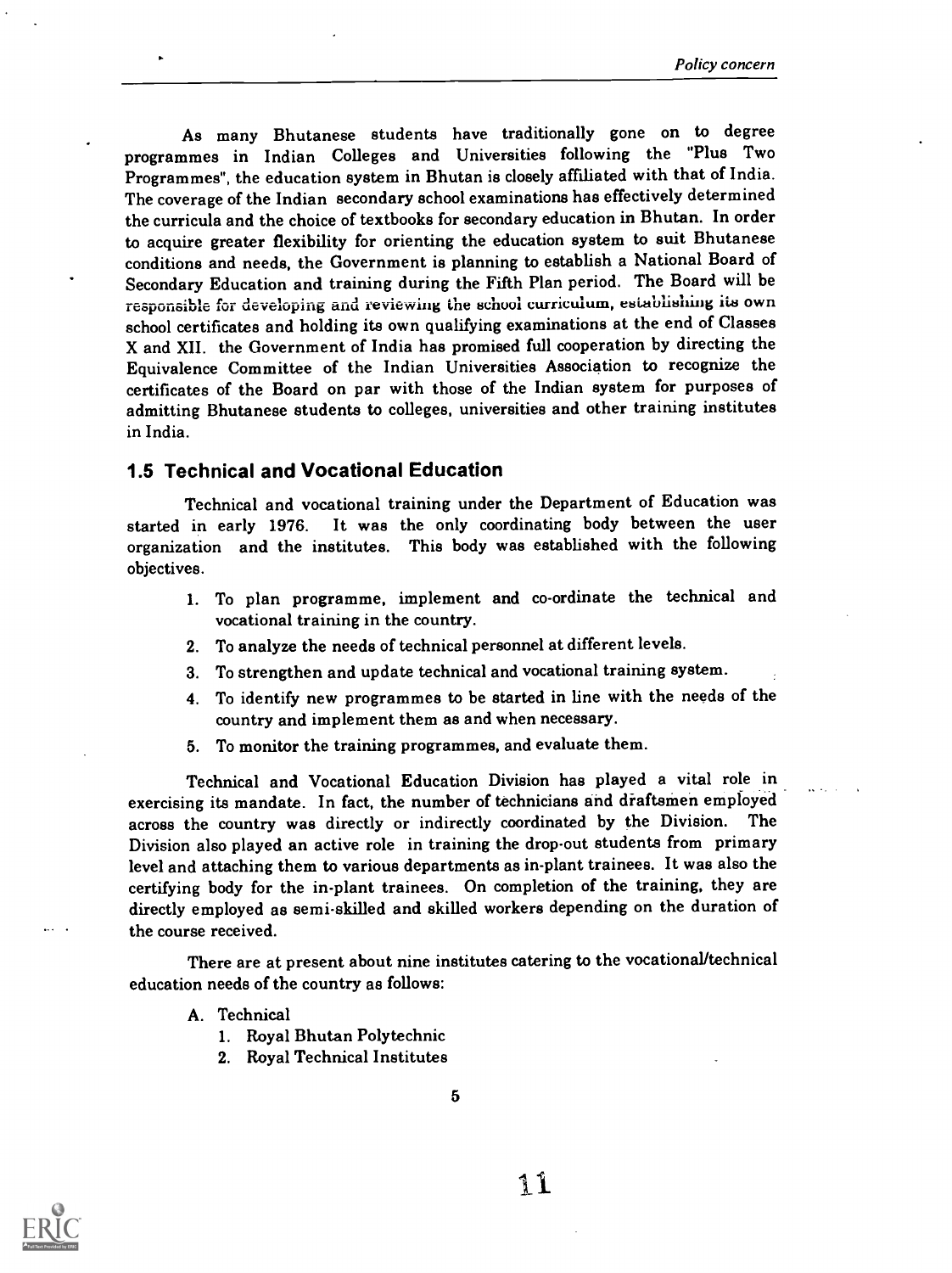As many Bhutanese students have traditionally gone on to degree programmes in Indian Colleges and Universities following the "Plus Two Programmes", the education system in Bhutan is closely affiliated with that of India. The coverage of the Indian secondary school examinations has effectively determined the curricula and the choice of textbooks for secondary education in Bhutan. In order to acquire greater flexibility for orienting the education system to suit Bhutanese conditions and needs, the Government is planning to establish a National Board of Secondary Education and training during the Fifth Plan period. The Board will be responsible for developing and reviewing the school curriculum, establishing its own school certificates and holding its own qualifying examinations at the end of Classes X and XII. the Government of India has promised full cooperation by directing the Equivalence Committee of the Indian Universities Association to recognize the certificates of the Board on par with those of the Indian system for purposes of admitting Bhutanese students to colleges, universities and other training institutes in India.

## 1.5 Technical and Vocational Education

Technical and vocational training under the Department of Education was started in early 1976. It was the only coordinating body between the user organization and the institutes. This body was established with the following objectives.

1. To plan programme, implement and co-ordinate the technical and vocational training in the country.
2. To analyze the needs of technical personnel at different levels.
3. To strengthen and update technical and vocational training system.
4. To identify new programmes to be started in line with the needs of the country and implement them as and when necessary.
5. To monitor the training programmes, and evaluate them.

Technical and Vocational Education Division has played a vital role in exercising its mandate. In fact, the number of technicians and draftsmen employed across the country was directly or indirectly coordinated by the Division. The Division also played an active role in training the drop-out students from primary level and attaching them to various departments as in-plant trainees. It was also the certifying body for the in-plant trainees. On completion of the training, they are directly employed as semi-skilled and skilled workers depending on the duration of the course received.

There are at present about nine institutes catering to the vocational/technical education needs of the country as follows:

A. Technical
   1. Royal Bhutan Polytechnic
   2. Royal Technical Institutes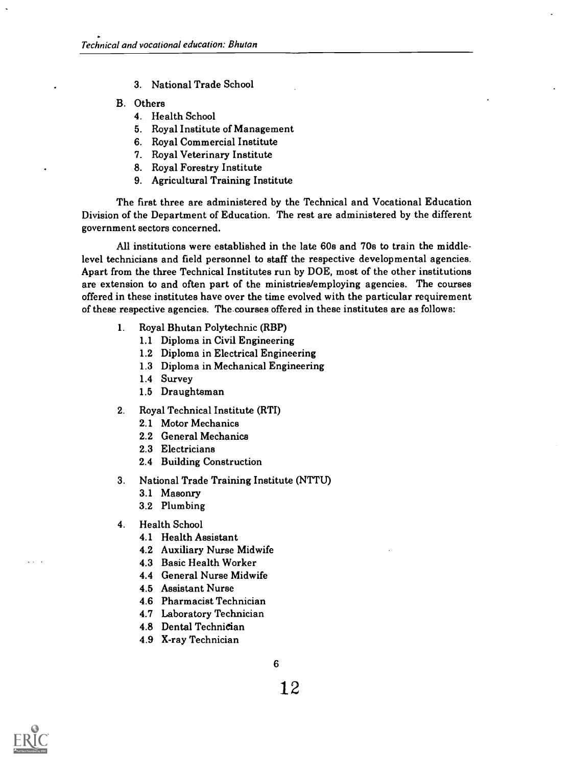3. National Trade School

B. Others

4. Health School
5. Royal Institute of Management
6. Royal Commercial Institute
7. Royal Veterinary Institute
8. Royal Forestry Institute
9. Agricultural Training Institute

The first three are administered by the Technical and Vocational Education Division of the Department of Education. The rest are administered by the different government sectors concerned.

All institutions were established in the late 60s and 70s to train the middle-level technicians and field personnel to staff the respective developmental agencies. Apart from the three Technical Institutes run by DOE, most of the other institutions are extension to and often part of the ministries/employing agencies. The courses offered in these institutes have over the time evolved with the particular requirement of these respective agencies. The courses offered in these institutes are as follows:

1. Royal Bhutan Polytechnic (RBP)
   - 1.1 Diploma in Civil Engineering
   - 1.2 Diploma in Electrical Engineering
   - 1.3 Diploma in Mechanical Engineering
   - 1.4 Survey
   - 1.5 Draughtsman

2. Royal Technical Institute (RTI)
   - 2.1 Motor Mechanics
   - 2.2 General Mechanics
   - 2.3 Electricians
   - 2.4 Building Construction

3. National Trade Training Institute (NTTU)
   - 3.1 Masonry
   - 3.2 Plumbing

4. Health School
   - 4.1 Health Assistant
   - 4.2 Auxiliary Nurse Midwife
   - 4.3 Basic Health Worker
   - 4.4 General Nurse Midwife
   - 4.5 Assistant Nurse
   - 4.6 Pharmacist Technician
   - 4.7 Laboratory Technician
   - 4.8 Dental Technician
   - 4.9 X-ray Technician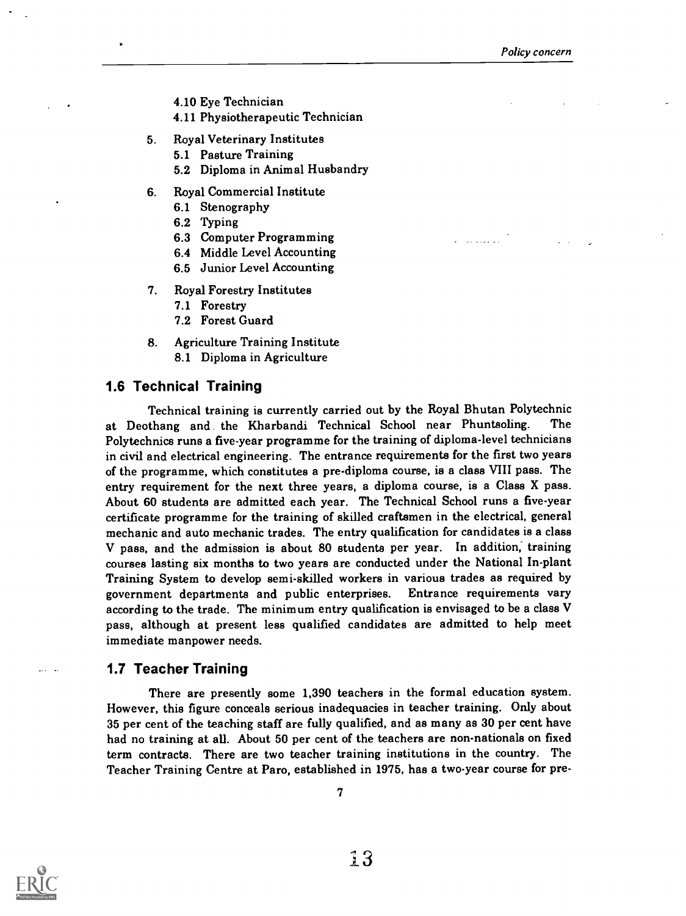4.10 Eye Technician
4.11 Physiotherapeutic Technician

5. Royal Veterinary Institutes
   5.1 Pasture Training
   5.2 Diploma in Animal Husbandry

6. Royal Commercial Institute
   6.1 Stenography
   6.2 Typing
   6.3 Computer Programming
   6.4 Middle Level Accounting
   6.5 Junior Level Accounting

7. Royal Forestry Institutes
   7.1 Forestry
   7.2 Forest Guard

8. Agriculture Training Institute
   8.1 Diploma in Agriculture

## 1.6 Technical Training

Technical training is currently carried out by the Royal Bhutan Polytechnic at Deothang and the Kharbandi Technical School near Phuntsoling. The Polytechnics runs a five-year programme for the training of diploma-level technicians in civil and electrical engineering. The entrance requirements for the first two years of the programme, which constitutes a pre-diploma course, is a class VIII pass. The entry requirement for the next three years, a diploma course, is a Class X pass. About 60 students are admitted each year. The Technical School runs a five-year certificate programme for the training of skilled craftsmen in the electrical, general mechanic and auto mechanic trades. The entry qualification for candidates is a class V pass, and the admission is about 80 students per year. In addition, training courses lasting six months to two years are conducted under the National In-plant Training System to develop semi-skilled workers in various trades as required by government departments and public enterprises. Entrance requirements vary according to the trade. The minimum entry qualification is envisaged to be a class V pass, although at present less qualified candidates are admitted to help meet immediate manpower needs.

## 1.7 Teacher Training

There are presently some 1,390 teachers in the formal education system. However, this figure conceals serious inadequacies in teacher training. Only about 35 per cent of the teaching staff are fully qualified, and as many as 30 per cent have had no training at all. About 50 per cent of the teachers are non-nationals on fixed term contracts. There are two teacher training institutions in the country. The Teacher Training Centre at Paro, established in 1975, has a two-year course for pre-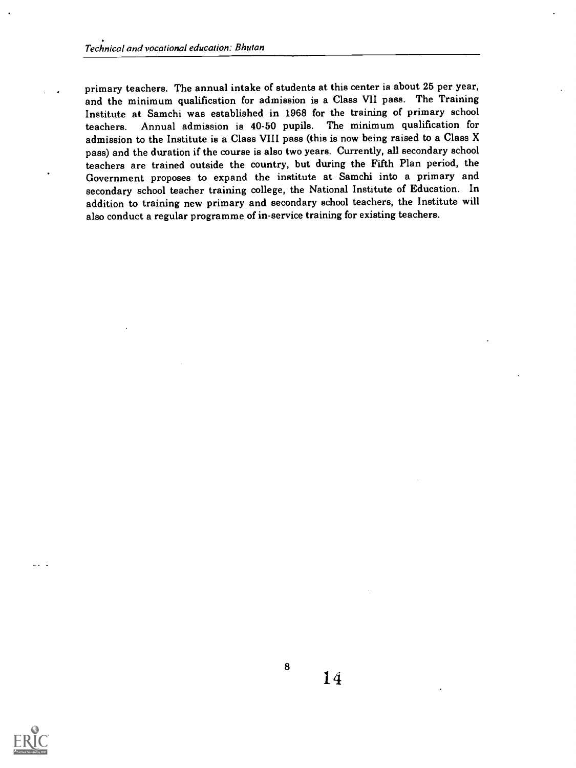primary teachers. The annual intake of students at this center is about 25 per year, and the minimum qualification for admission is a Class VII pass. The Training Institute at Samchi was established in 1968 for the training of primary school teachers. Annual admission is 40-50 pupils. The minimum qualification for admission to the Institute is a Class VIII pass (this is now being raised to a Class X pass) and the duration if the course is also two years. Currently, all secondary school teachers are trained outside the country, but during the Fifth Plan period, the Government proposes to expand the institute at Samchi into a primary and secondary school teacher training college, the National Institute of Education. In addition to training new primary and secondary school teachers, the Institute will also conduct a regular programme of in-service training for existing teachers.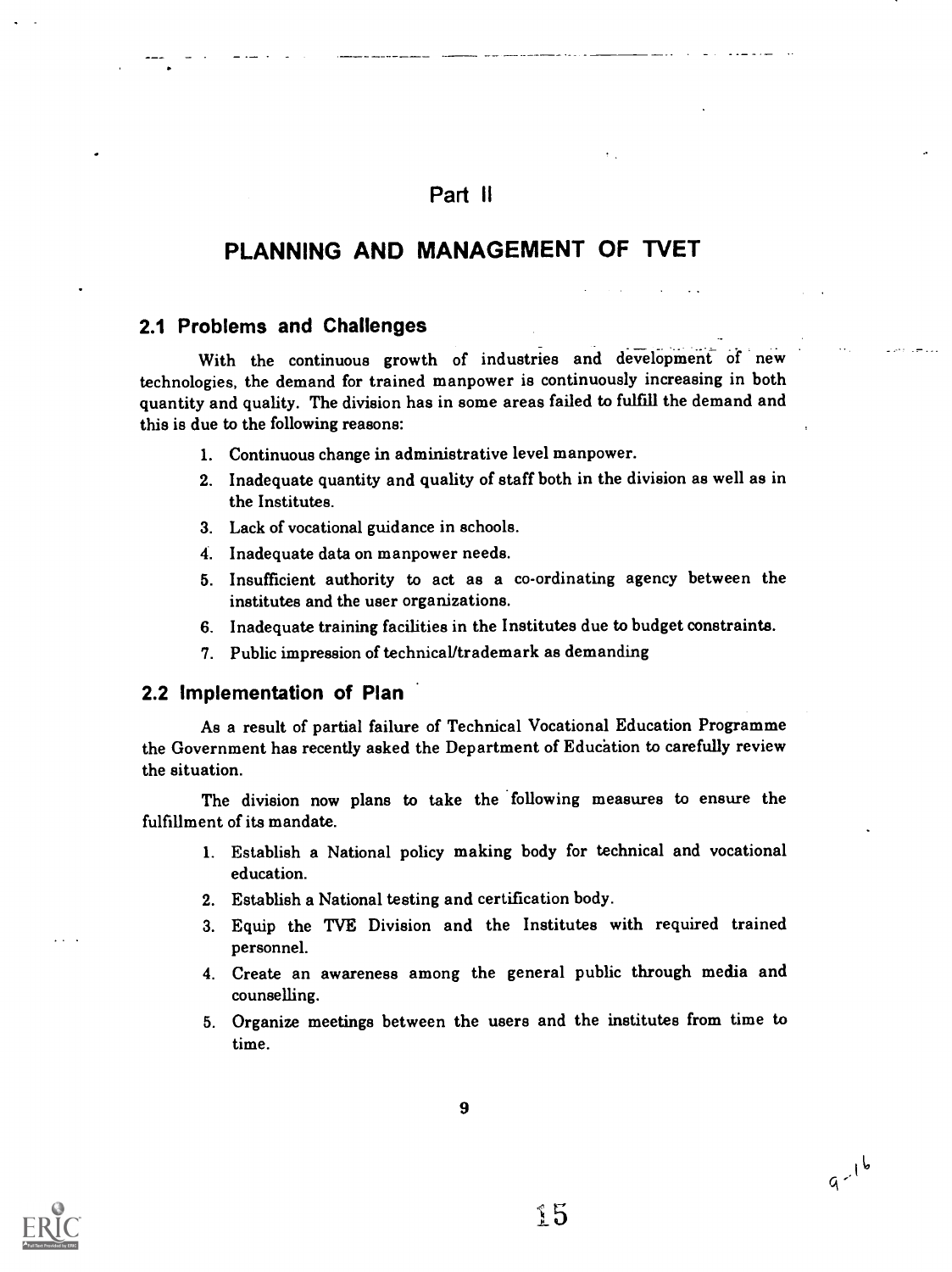# Part II

# PLANNING AND MANAGEMENT OF TVET

## 2.1 Problems and Challenges

With the continuous growth of industries and development of new technologies, the demand for trained manpower is continuously increasing in both quantity and quality. The division has in some areas failed to fulfill the demand and this is due to the following reasons:

1. Continuous change in administrative level manpower.
2. Inadequate quantity and quality of staff both in the division as well as in the Institutes.
3. Lack of vocational guidance in schools.
4. Inadequate data on manpower needs.
5. Insufficient authority to act as a co-ordinating agency between the institutes and the user organizations.
6. Inadequate training facilities in the Institutes due to budget constraints.
7. Public impression of technical/trademark as demanding

## 2.2 Implementation of Plan

As a result of partial failure of Technical Vocational Education Programme the Government has recently asked the Department of Education to carefully review the situation.

The division now plans to take the following measures to ensure the fulfillment of its mandate.

1. Establish a National policy making body for technical and vocational education.
2. Establish a National testing and certification body.
3. Equip the TVE Division and the Institutes with required trained personnel.
4. Create an awareness among the general public through media and counselling.
5. Organize meetings between the users and the institutes from time to time.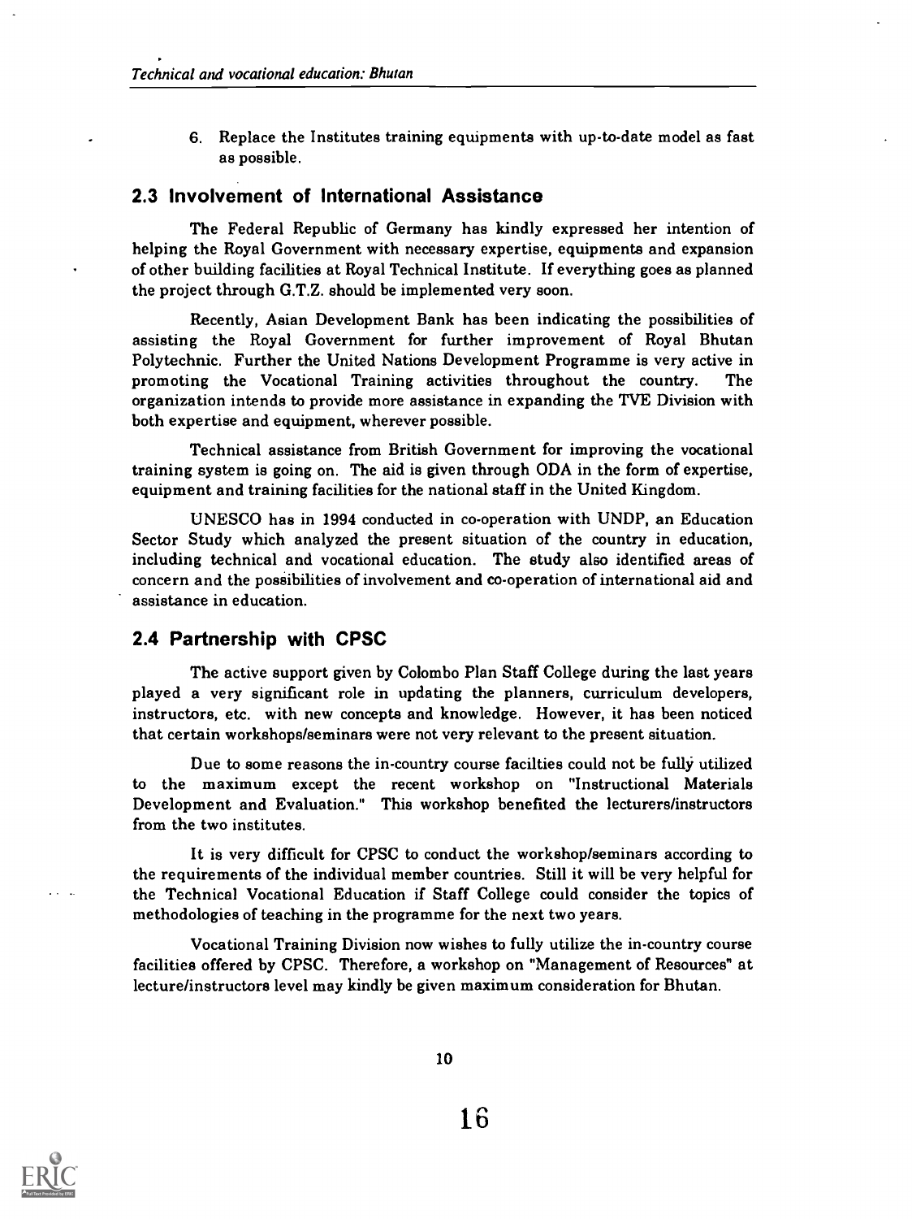6. Replace the Institutes training equipments with up-to-date model as fast as possible.

## 2.3 Involvement of International Assistance

The Federal Republic of Germany has kindly expressed her intention of helping the Royal Government with necessary expertise, equipments and expansion of other building facilities at Royal Technical Institute. If everything goes as planned the project through G.T.Z. should be implemented very soon.

Recently, Asian Development Bank has been indicating the possibilities of assisting the Royal Government for further improvement of Royal Bhutan Polytechnic. Further the United Nations Development Programme is very active in promoting the Vocational Training activities throughout the country. The organization intends to provide more assistance in expanding the TVE Division with both expertise and equipment, wherever possible.

Technical assistance from British Government for improving the vocational training system is going on. The aid is given through ODA in the form of expertise, equipment and training facilities for the national staff in the United Kingdom.

UNESCO has in 1994 conducted in co-operation with UNDP, an Education Sector Study which analyzed the present situation of the country in education, including technical and vocational education. The study also identified areas of concern and the possibilities of involvement and co-operation of international aid and assistance in education.

## 2.4 Partnership with CPSC

The active support given by Colombo Plan Staff College during the last years played a very significant role in updating the planners, curriculum developers, instructors, etc. with new concepts and knowledge. However, it has been noticed that certain workshops/seminars were not very relevant to the present situation.

Due to some reasons the in-country course facilties could not be fully utilized to the maximum except the recent workshop on "Instructional Materials Development and Evaluation." This workshop benefited the lecturers/instructors from the two institutes.

It is very difficult for CPSC to conduct the workshop/seminars according to the requirements of the individual member countries. Still it will be very helpful for the Technical Vocational Education if Staff College could consider the topics of methodologies of teaching in the programme for the next two years.

Vocational Training Division now wishes to fully utilize the in-country course facilities offered by CPSC. Therefore, a workshop on "Management of Resources" at lecture/instructors level may kindly be given maximum consideration for Bhutan.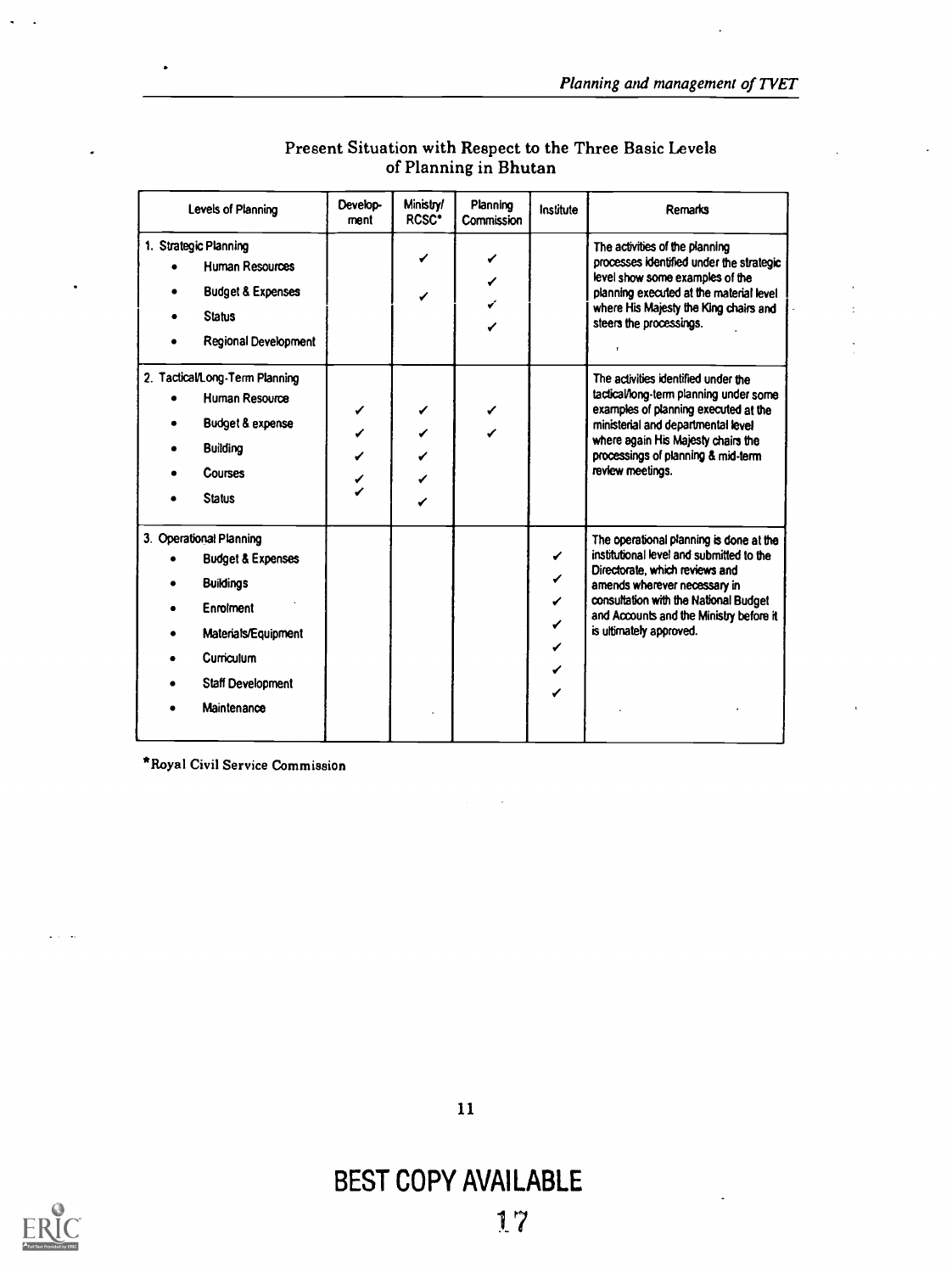### Present Situation with Respect to the Three Basic Levels of Planning in Bhutan

| Levels of Planning | Develop-ment | Ministry/ RCSC* | Planning Commission | Institute | Remarks |
|---|---|---|---|---|---|
| 1. Strategic Planning | | | | | The activities of the planning processes identified under the strategic level show some examples of the planning executed at the material level where His Majesty the King chairs and steers the processings. |
| • Human Resources | | ✓ | ✓ | | |
| • Budget & Expenses | | ✓ | ✓ | | |
| • Status | | | ✓ | | |
| • Regional Development | | | ✓ | | |
| 2. Tactical/Long-Term Planning | | | | | The activities identified under the tactical/long-term planning under some examples of planning executed at the ministerial and departmental level where again His Majesty chairs the processings of planning & mid-term review meetings. |
| • Human Resource | ✓ | ✓ | ✓ | | |
| • Budget & expense | ✓ | ✓ | ✓ | | |
| • Building | ✓ | ✓ | | | |
| • Courses | ✓ | ✓ | | | |
| • Status | ✓ | ✓ | | | |
| 3. Operational Planning | | | | | The operational planning is done at the institutional level and submitted to the Directorate, which reviews and amends wherever necessary in consultation with the National Budget and Accounts and the Ministry before it is ultimately approved. |
| • Budget & Expenses | | | | ✓ | |
| • Buildings | | | | ✓ | |
| • Enrolment | | | | ✓ | |
| • Materials/Equipment | | | | ✓ | |
| • Curriculum | | | | ✓ | |
| • Staff Development | | | | ✓ | |
| • Maintenance | | | | ✓ | |

*Royal Civil Service Commission

BEST COPY AVAILABLE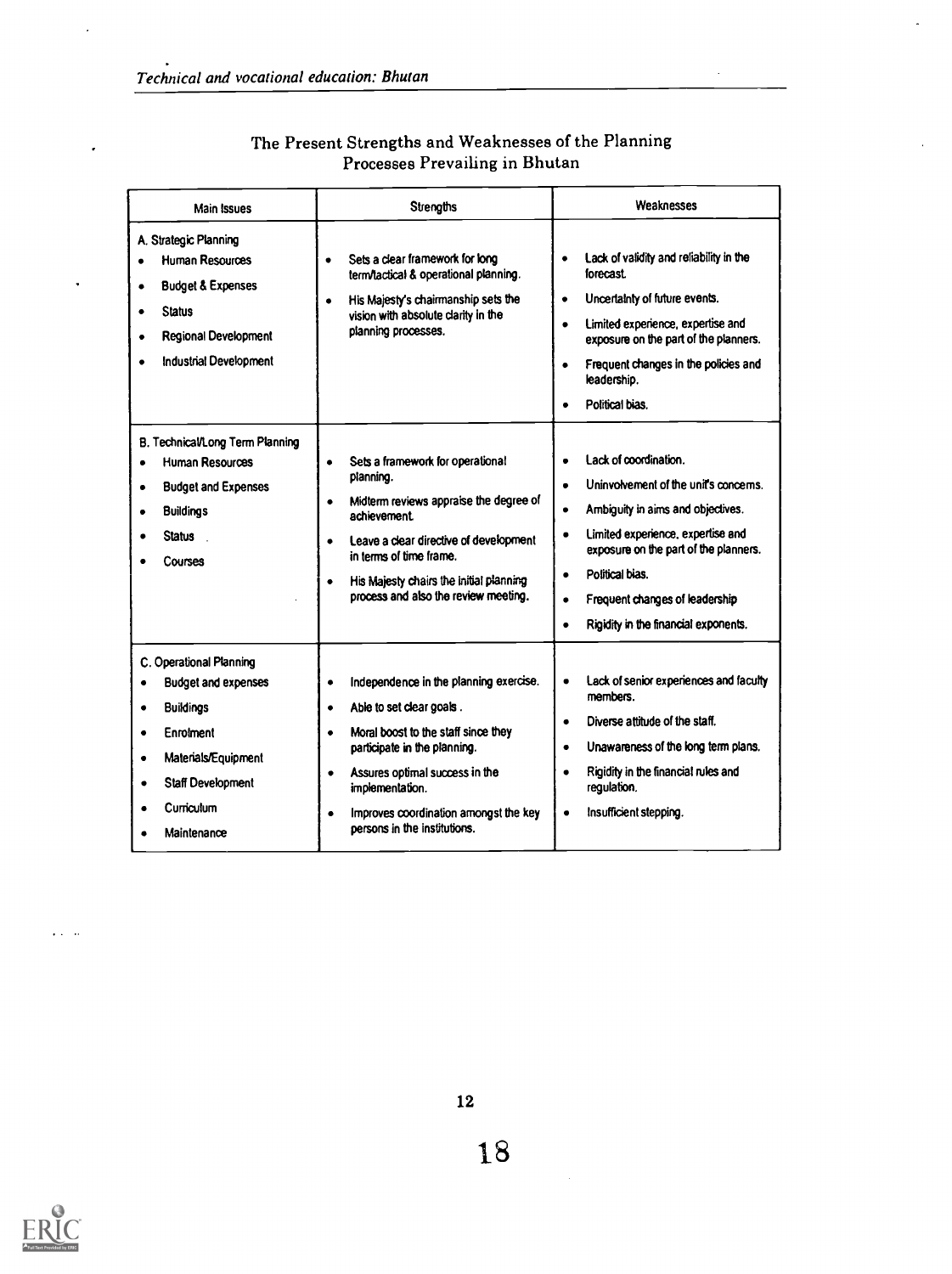## The Present Strengths and Weaknesses of the Planning Processes Prevailing in Bhutan

| Main Issues | Strengths | Weaknesses |
|---|---|---|
| A. Strategic Planning<br>• Human Resources<br>• Budget & Expenses<br>• Status<br>• Regional Development<br>• Industrial Development | • Sets a clear framework for long term/tactical & operational planning.<br>• His Majesty's chairmanship sets the vision with absolute clarity in the planning processes. | • Lack of validity and reliability in the forecast.<br>• Uncertainty of future events.<br>• Limited experience, expertise and exposure on the part of the planners.<br>• Frequent changes in the policies and leadership.<br>• Political bias. |
| B. Technical/Long Term Planning<br>• Human Resources<br>• Budget and Expenses<br>• Buildings<br>• Status<br>• Courses | • Sets a framework for operational planning.<br>• Midterm reviews appraise the degree of achievement.<br>• Leave a clear directive of development in terms of time frame.<br>• His Majesty chairs the initial planning process and also the review meeting. | • Lack of coordination.<br>• Uninvolvement of the unit's concerns.<br>• Ambiguity in aims and objectives.<br>• Limited experience, expertise and exposure on the part of the planners.<br>• Political bias.<br>• Frequent changes of leadership<br>• Rigidity in the financial exponents. |
| C. Operational Planning<br>• Budget and expenses<br>• Buildings<br>• Enrolment<br>• Materials/Equipment<br>• Staff Development<br>• Curriculum<br>• Maintenance | • Independence in the planning exercise.<br>• Able to set clear goals .<br>• Moral boost to the staff since they participate in the planning.<br>• Assures optimal success in the implementation.<br>• Improves coordination amongst the key persons in the institutions. | • Lack of senior experiences and faculty members.<br>• Diverse attitude of the staff.<br>• Unawareness of the long term plans.<br>• Rigidity in the financial rules and regulation.<br>• Insufficient stepping. |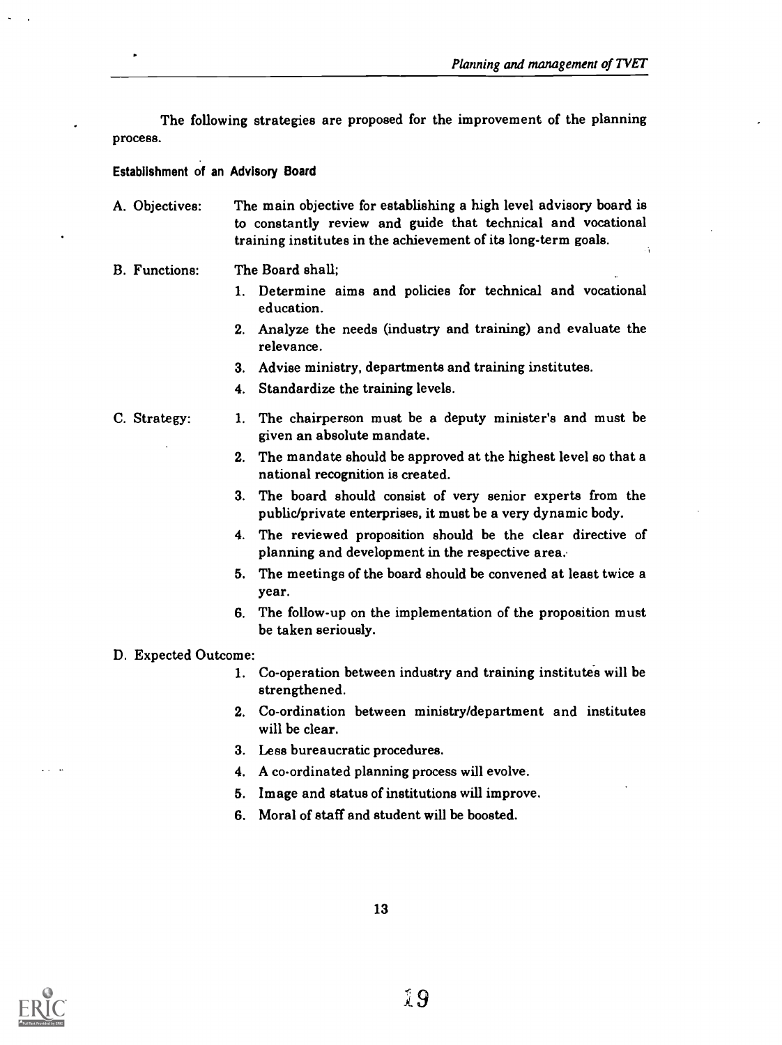The following strategies are proposed for the improvement of the planning process.

### Establishment of an Advisory Board

A. Objectives: The main objective for establishing a high level advisory board is to constantly review and guide that technical and vocational training institutes in the achievement of its long-term goals.

B. Functions: The Board shall;

1. Determine aims and policies for technical and vocational education.
2. Analyze the needs (industry and training) and evaluate the relevance.
3. Advise ministry, departments and training institutes.
4. Standardize the training levels.

C. Strategy:

1. The chairperson must be a deputy minister's and must be given an absolute mandate.
2. The mandate should be approved at the highest level so that a national recognition is created.
3. The board should consist of very senior experts from the public/private enterprises, it must be a very dynamic body.
4. The reviewed proposition should be the clear directive of planning and development in the respective area.
5. The meetings of the board should be convened at least twice a year.
6. The follow-up on the implementation of the proposition must be taken seriously.

D. Expected Outcome:

1. Co-operation between industry and training institutes will be strengthened.
2. Co-ordination between ministry/department and institutes will be clear.
3. Less bureaucratic procedures.
4. A co-ordinated planning process will evolve.
5. Image and status of institutions will improve.
6. Moral of staff and student will be boosted.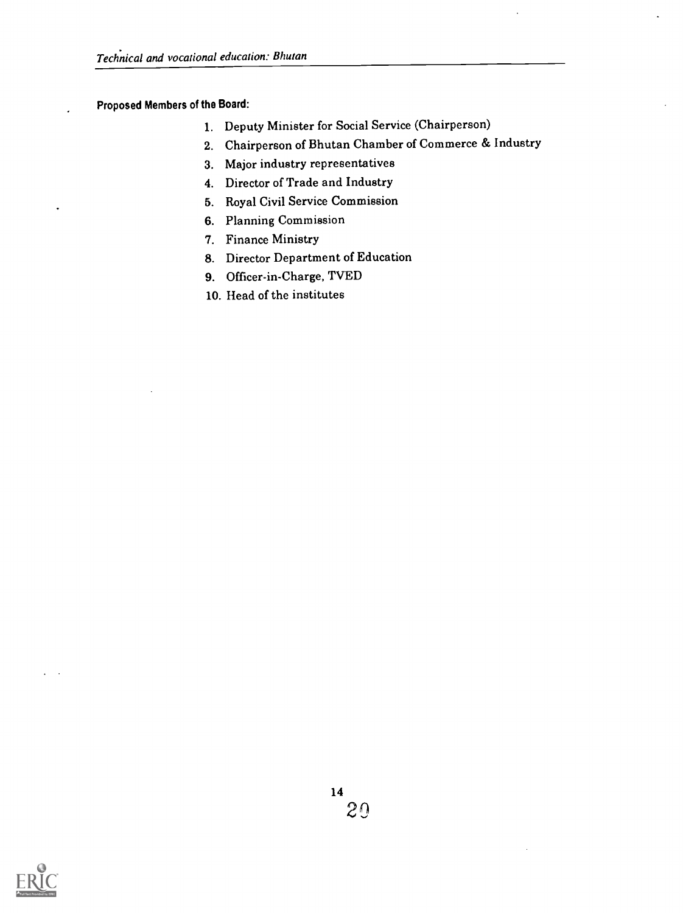**Proposed Members of the Board:**

1. Deputy Minister for Social Service (Chairperson)
2. Chairperson of Bhutan Chamber of Commerce & Industry
3. Major industry representatives
4. Director of Trade and Industry
5. Royal Civil Service Commission
6. Planning Commission
7. Finance Ministry
8. Director Department of Education
9. Officer-in-Charge, TVED
10. Head of the institutes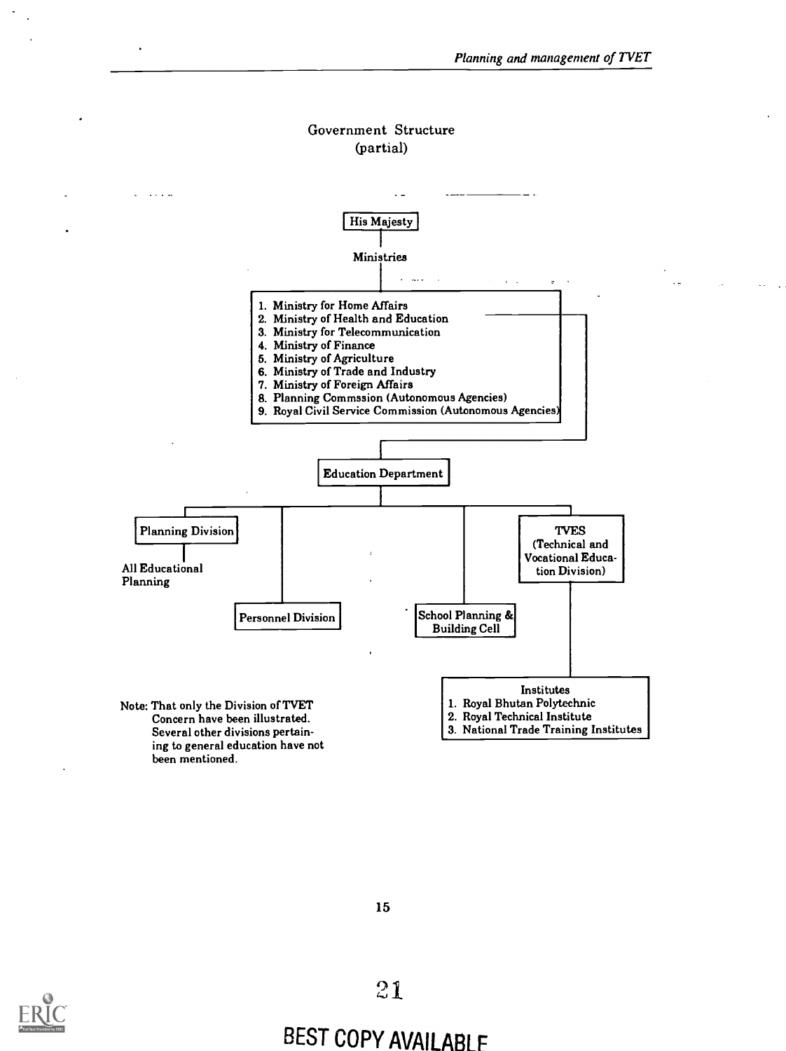## Government Structure
(partial)

**His Majesty**

Ministries

1. Ministry for Home Affairs
2. Ministry of Health and Education
3. Ministry for Telecommunication
4. Ministry of Finance
5. Ministry of Agriculture
6. Ministry of Trade and Industry
7. Ministry of Foreign Affairs
8. Planning Commssion (Autonomous Agencies)
9. Royal Civil Service Commission (Autonomous Agencies)

**Education Department**

- Planning Division
  - All Educational Planning
- Personnel Division
- School Planning & Building Cell
- TVES (Technical and Vocational Education Division)
  - Institutes
    1. Royal Bhutan Polytechnic
    2. Royal Technical Institute
    3. National Trade Training Institutes

Note: That only the Division of TVET Concern have been illustrated. Several other divisions pertaining to general education have not been mentioned.

BEST COPY AVAILABLE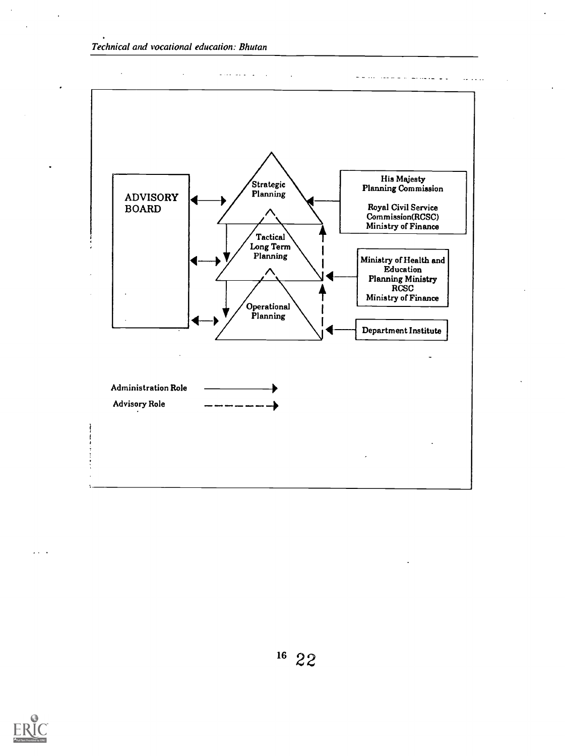ADVISORY BOARD

Strategic Planning

Tactical Long Term Planning

Operational Planning

His Majesty
Planning Commission

Royal Civil Service Commission(RCSC)
Ministry of Finance

Ministry of Health and Education
Planning Ministry
RCSC
Ministry of Finance

Department Institute

Administration Role ————→

Advisory Role - - - - - - →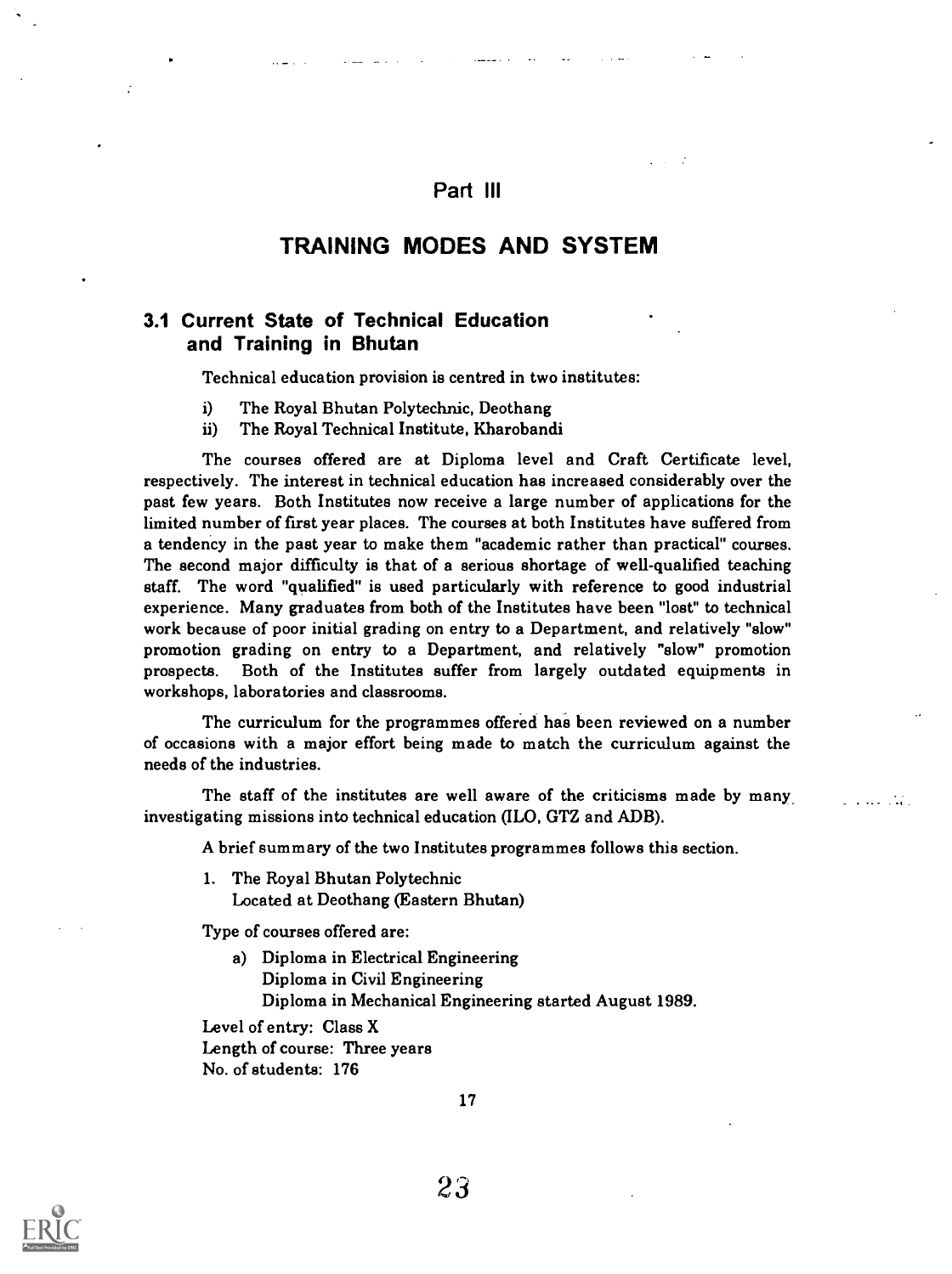# Part III

# TRAINING MODES AND SYSTEM

## 3.1 Current State of Technical Education and Training in Bhutan

Technical education provision is centred in two institutes:

i) The Royal Bhutan Polytechnic, Deothang
ii) The Royal Technical Institute, Kharobandi

The courses offered are at Diploma level and Craft Certificate level, respectively. The interest in technical education has increased considerably over the past few years. Both Institutes now receive a large number of applications for the limited number of first year places. The courses at both Institutes have suffered from a tendency in the past year to make them "academic rather than practical" courses. The second major difficulty is that of a serious shortage of well-qualified teaching staff. The word "qualified" is used particularly with reference to good industrial experience. Many graduates from both of the Institutes have been "lost" to technical work because of poor initial grading on entry to a Department, and relatively "slow" promotion grading on entry to a Department, and relatively "slow" promotion prospects. Both of the Institutes suffer from largely outdated equipments in workshops, laboratories and classrooms.

The curriculum for the programmes offered has been reviewed on a number of occasions with a major effort being made to match the curriculum against the needs of the industries.

The staff of the institutes are well aware of the criticisms made by many investigating missions into technical education (ILO, GTZ and ADB).

A brief summary of the two Institutes programmes follows this section.

1. The Royal Bhutan Polytechnic
   Located at Deothang (Eastern Bhutan)

Type of courses offered are:

a) Diploma in Electrical Engineering
   Diploma in Civil Engineering
   Diploma in Mechanical Engineering started August 1989.

Level of entry: Class X
Length of course: Three years
No. of students: 176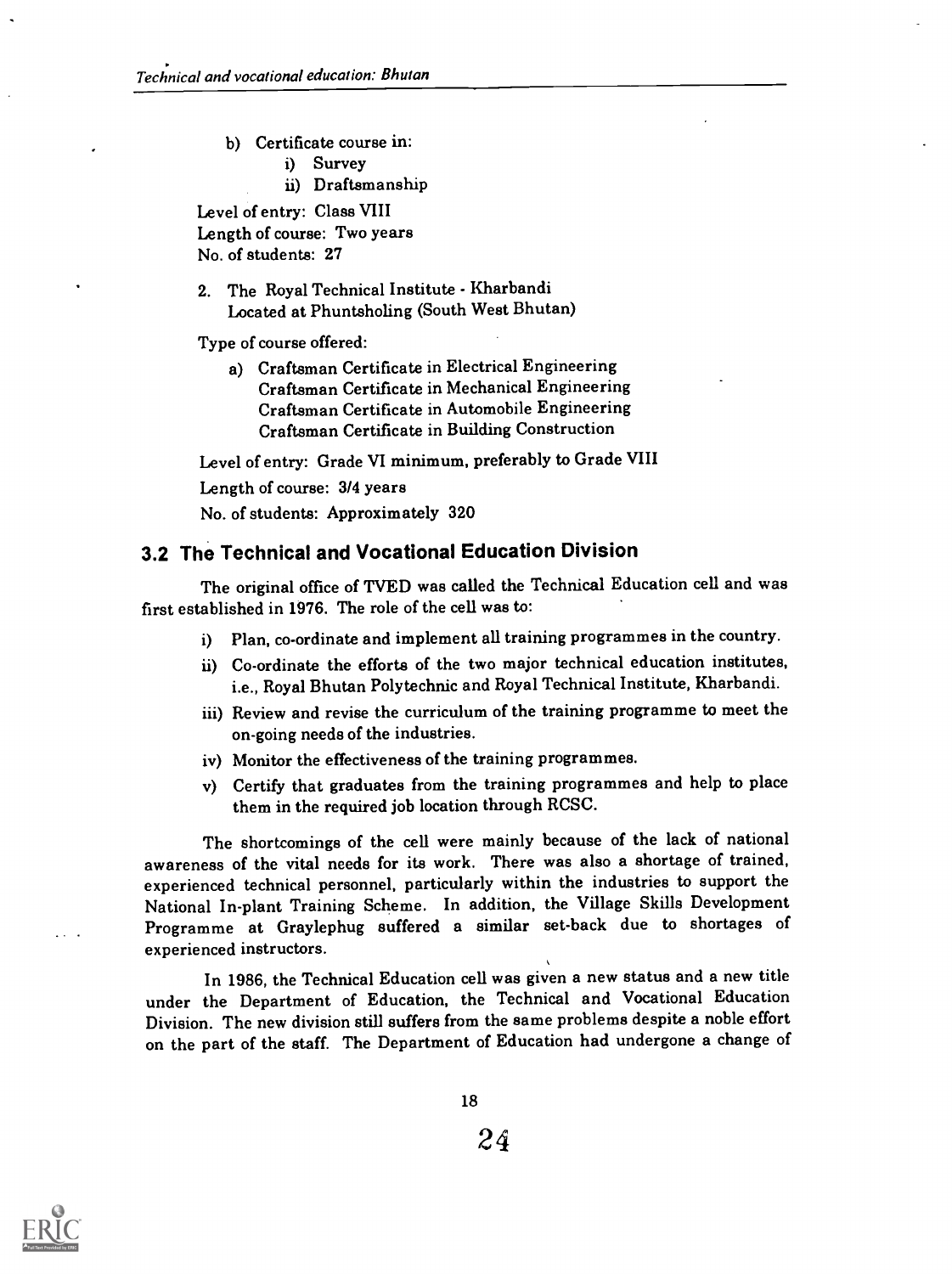b) Certificate course in:
   i) Survey
   ii) Draftsmanship

Level of entry: Class VIII
Length of course: Two years
No. of students: 27

2. The Royal Technical Institute - Kharbandi
   Located at Phuntsholing (South West Bhutan)

Type of course offered:

a) Craftsman Certificate in Electrical Engineering
   Craftsman Certificate in Mechanical Engineering
   Craftsman Certificate in Automobile Engineering
   Craftsman Certificate in Building Construction

Level of entry: Grade VI minimum, preferably to Grade VIII

Length of course: 3/4 years

No. of students: Approximately 320

## 3.2 The Technical and Vocational Education Division

The original office of TVED was called the Technical Education cell and was first established in 1976. The role of the cell was to:

i) Plan, co-ordinate and implement all training programmes in the country.
ii) Co-ordinate the efforts of the two major technical education institutes, i.e., Royal Bhutan Polytechnic and Royal Technical Institute, Kharbandi.
iii) Review and revise the curriculum of the training programme to meet the on-going needs of the industries.
iv) Monitor the effectiveness of the training programmes.
v) Certify that graduates from the training programmes and help to place them in the required job location through RCSC.

The shortcomings of the cell were mainly because of the lack of national awareness of the vital needs for its work. There was also a shortage of trained, experienced technical personnel, particularly within the industries to support the National In-plant Training Scheme. In addition, the Village Skills Development Programme at Graylephug suffered a similar set-back due to shortages of experienced instructors.

In 1986, the Technical Education cell was given a new status and a new title under the Department of Education, the Technical and Vocational Education Division. The new division still suffers from the same problems despite a noble effort on the part of the staff. The Department of Education had undergone a change of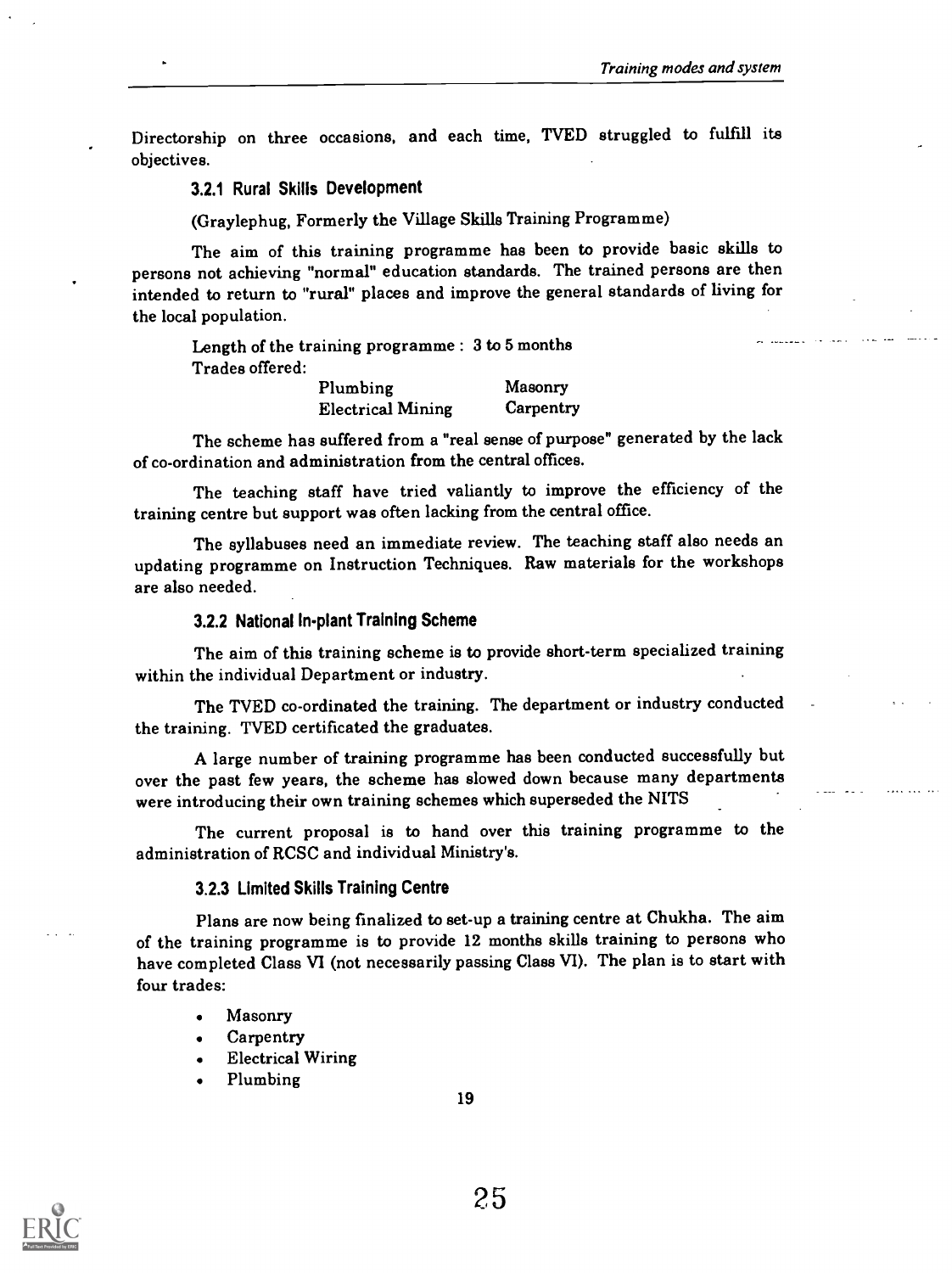Directorship on three occasions, and each time, TVED struggled to fulfill its objectives.

### 3.2.1 Rural Skills Development

(Graylephug, Formerly the Village Skills Training Programme)

The aim of this training programme has been to provide basic skills to persons not achieving "normal" education standards. The trained persons are then intended to return to "rural" places and improve the general standards of living for the local population.

Length of the training programme : 3 to 5 months
Trades offered:

| | |
|---|---|
| Plumbing | Masonry |
| Electrical Mining | Carpentry |

The scheme has suffered from a "real sense of purpose" generated by the lack of co-ordination and administration from the central offices.

The teaching staff have tried valiantly to improve the efficiency of the training centre but support was often lacking from the central office.

The syllabuses need an immediate review. The teaching staff also needs an updating programme on Instruction Techniques. Raw materials for the workshops are also needed.

### 3.2.2 National In-plant Training Scheme

The aim of this training scheme is to provide short-term specialized training within the individual Department or industry.

The TVED co-ordinated the training. The department or industry conducted the training. TVED certificated the graduates.

A large number of training programme has been conducted successfully but over the past few years, the scheme has slowed down because many departments were introducing their own training schemes which superseded the NITS

The current proposal is to hand over this training programme to the administration of RCSC and individual Ministry's.

### 3.2.3 Limited Skills Training Centre

Plans are now being finalized to set-up a training centre at Chukha. The aim of the training programme is to provide 12 months skills training to persons who have completed Class VI (not necessarily passing Class VI). The plan is to start with four trades:

- Masonry
- Carpentry
- Electrical Wiring
- Plumbing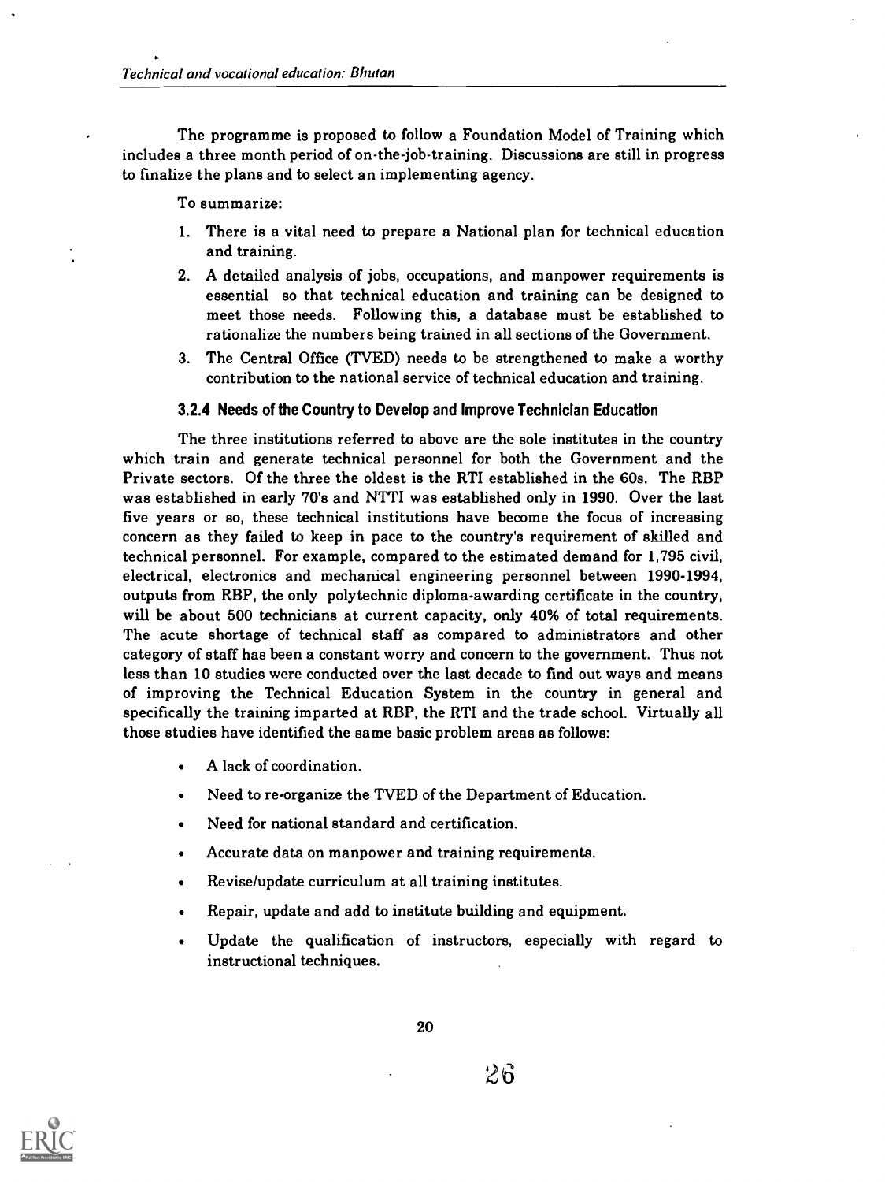The programme is proposed to follow a Foundation Model of Training which includes a three month period of on-the-job-training. Discussions are still in progress to finalize the plans and to select an implementing agency.

To summarize:

1. There is a vital need to prepare a National plan for technical education and training.
2. A detailed analysis of jobs, occupations, and manpower requirements is essential so that technical education and training can be designed to meet those needs. Following this, a database must be established to rationalize the numbers being trained in all sections of the Government.
3. The Central Office (TVED) needs to be strengthened to make a worthy contribution to the national service of technical education and training.

### 3.2.4 Needs of the Country to Develop and Improve Technician Education

The three institutions referred to above are the sole institutes in the country which train and generate technical personnel for both the Government and the Private sectors. Of the three the oldest is the RTI established in the 60s. The RBP was established in early 70's and NTTI was established only in 1990. Over the last five years or so, these technical institutions have become the focus of increasing concern as they failed to keep in pace to the country's requirement of skilled and technical personnel. For example, compared to the estimated demand for 1,795 civil, electrical, electronics and mechanical engineering personnel between 1990-1994, outputs from RBP, the only polytechnic diploma-awarding certificate in the country, will be about 500 technicians at current capacity, only 40% of total requirements. The acute shortage of technical staff as compared to administrators and other category of staff has been a constant worry and concern to the government. Thus not less than 10 studies were conducted over the last decade to find out ways and means of improving the Technical Education System in the country in general and specifically the training imparted at RBP, the RTI and the trade school. Virtually all those studies have identified the same basic problem areas as follows:

- A lack of coordination.
- Need to re-organize the TVED of the Department of Education.
- Need for national standard and certification.
- Accurate data on manpower and training requirements.
- Revise/update curriculum at all training institutes.
- Repair, update and add to institute building and equipment.
- Update the qualification of instructors, especially with regard to instructional techniques.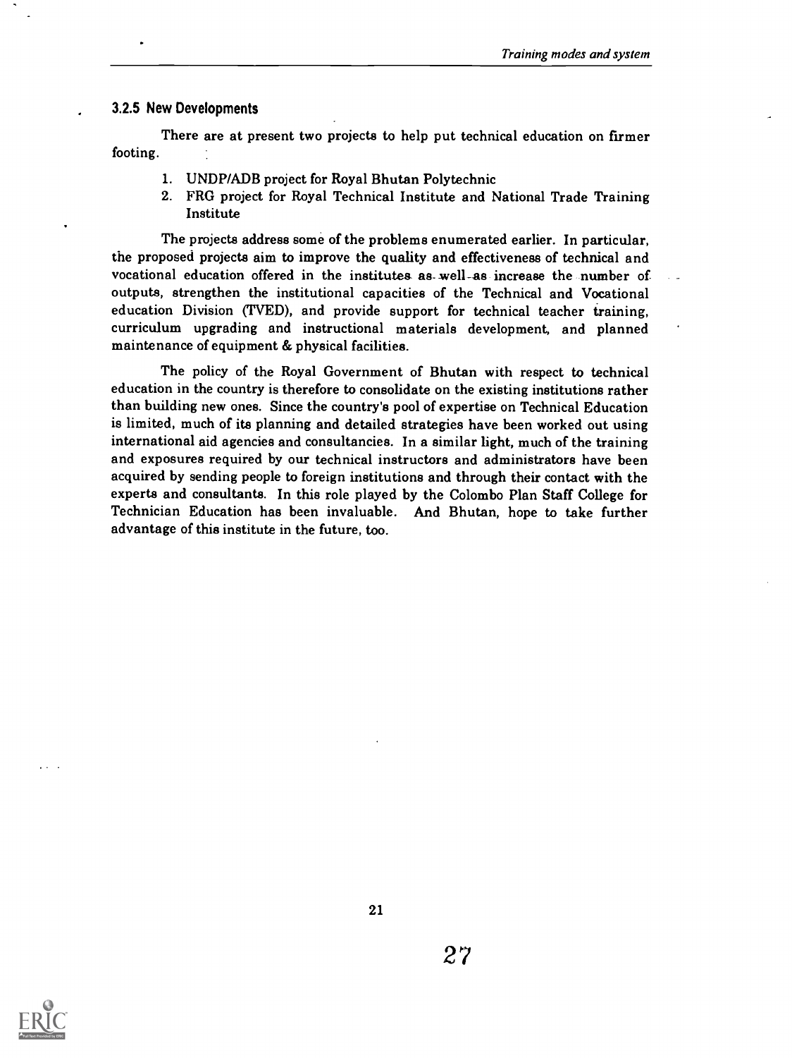### 3.2.5 New Developments

There are at present two projects to help put technical education on firmer footing.

1. UNDP/ADB project for Royal Bhutan Polytechnic
2. FRG project for Royal Technical Institute and National Trade Training Institute

The projects address some of the problems enumerated earlier. In particular, the proposed projects aim to improve the quality and effectiveness of technical and vocational education offered in the institutes as well as increase the number of outputs, strengthen the institutional capacities of the Technical and Vocational education Division (TVED), and provide support for technical teacher training, curriculum upgrading and instructional materials development, and planned maintenance of equipment & physical facilities.

The policy of the Royal Government of Bhutan with respect to technical education in the country is therefore to consolidate on the existing institutions rather than building new ones. Since the country's pool of expertise on Technical Education is limited, much of its planning and detailed strategies have been worked out using international aid agencies and consultancies. In a similar light, much of the training and exposures required by our technical instructors and administrators have been acquired by sending people to foreign institutions and through their contact with the experts and consultants. In this role played by the Colombo Plan Staff College for Technician Education has been invaluable. And Bhutan, hope to take further advantage of this institute in the future, too.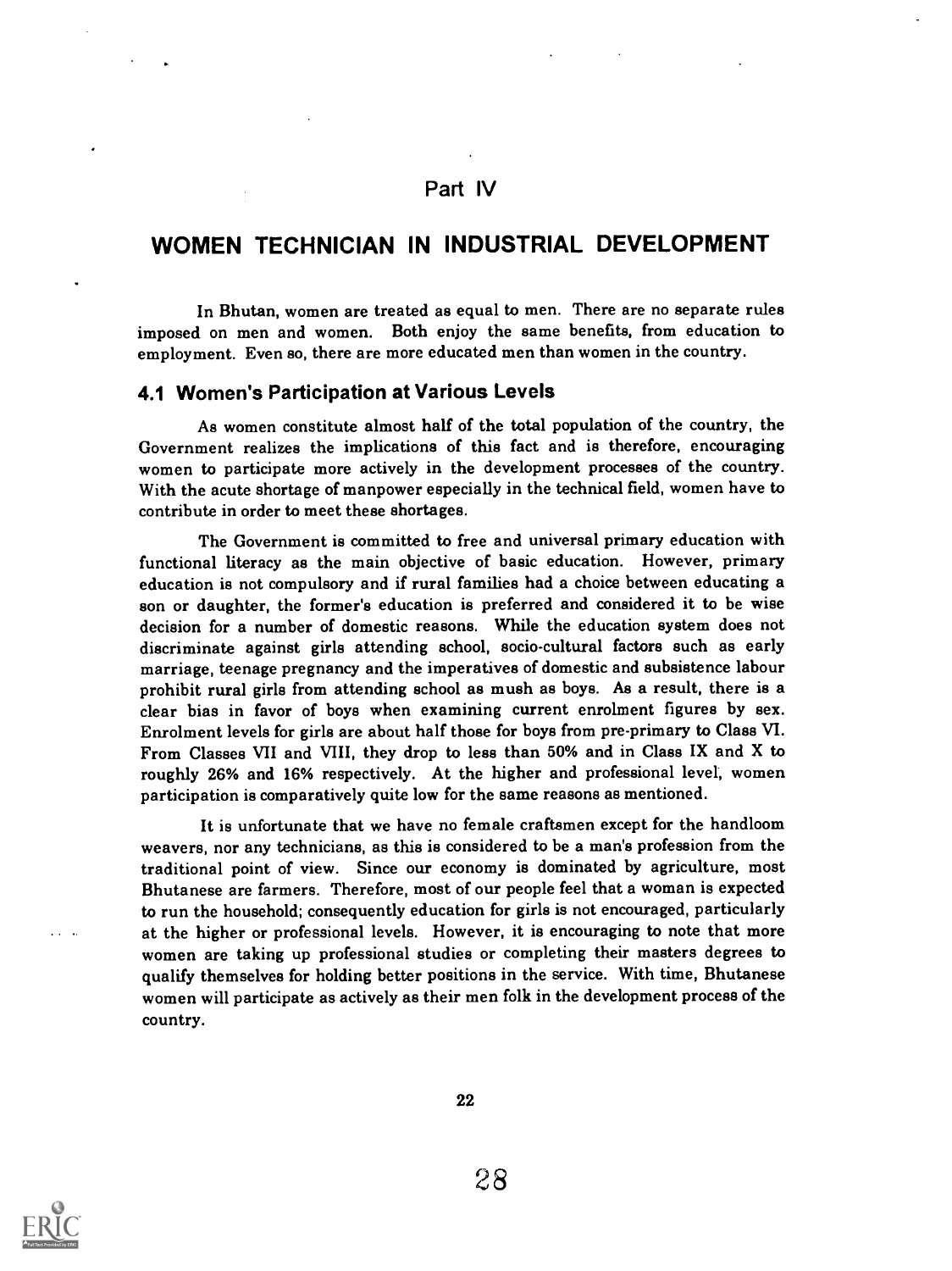# Part IV

# WOMEN TECHNICIAN IN INDUSTRIAL DEVELOPMENT

In Bhutan, women are treated as equal to men. There are no separate rules imposed on men and women. Both enjoy the same benefits, from education to employment. Even so, there are more educated men than women in the country.

## 4.1 Women's Participation at Various Levels

As women constitute almost half of the total population of the country, the Government realizes the implications of this fact and is therefore, encouraging women to participate more actively in the development processes of the country. With the acute shortage of manpower especially in the technical field, women have to contribute in order to meet these shortages.

The Government is committed to free and universal primary education with functional literacy as the main objective of basic education. However, primary education is not compulsory and if rural families had a choice between educating a son or daughter, the former's education is preferred and considered it to be wise decision for a number of domestic reasons. While the education system does not discriminate against girls attending school, socio-cultural factors such as early marriage, teenage pregnancy and the imperatives of domestic and subsistence labour prohibit rural girls from attending school as mush as boys. As a result, there is a clear bias in favor of boys when examining current enrolment figures by sex. Enrolment levels for girls are about half those for boys from pre-primary to Class VI. From Classes VII and VIII, they drop to less than 50% and in Class IX and X to roughly 26% and 16% respectively. At the higher and professional level, women participation is comparatively quite low for the same reasons as mentioned.

It is unfortunate that we have no female craftsmen except for the handloom weavers, nor any technicians, as this is considered to be a man's profession from the traditional point of view. Since our economy is dominated by agriculture, most Bhutanese are farmers. Therefore, most of our people feel that a woman is expected to run the household; consequently education for girls is not encouraged, particularly at the higher or professional levels. However, it is encouraging to note that more women are taking up professional studies or completing their masters degrees to qualify themselves for holding better positions in the service. With time, Bhutanese women will participate as actively as their men folk in the development process of the country.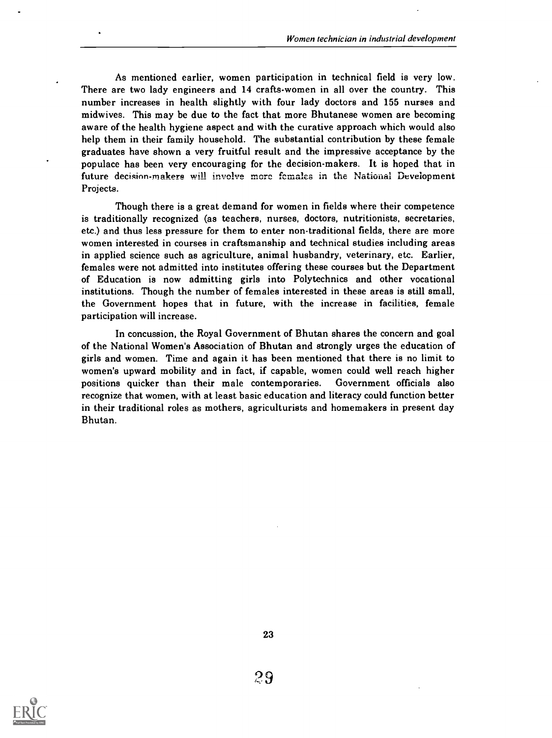As mentioned earlier, women participation in technical field is very low. There are two lady engineers and 14 crafts-women in all over the country. This number increases in health slightly with four lady doctors and 155 nurses and midwives. This may be due to the fact that more Bhutanese women are becoming aware of the health hygiene aspect and with the curative approach which would also help them in their family household. The substantial contribution by these female graduates have shown a very fruitful result and the impressive acceptance by the populace has been very encouraging for the decision-makers. It is hoped that in future decision-makers will involve more females in the National Development Projects.

Though there is a great demand for women in fields where their competence is traditionally recognized (as teachers, nurses, doctors, nutritionists, secretaries, etc.) and thus less pressure for them to enter non-traditional fields, there are more women interested in courses in craftsmanship and technical studies including areas in applied science such as agriculture, animal husbandry, veterinary, etc. Earlier, females were not admitted into institutes offering these courses but the Department of Education is now admitting girls into Polytechnics and other vocational institutions. Though the number of females interested in these areas is still small, the Government hopes that in future, with the increase in facilities, female participation will increase.

In concussion, the Royal Government of Bhutan shares the concern and goal of the National Women's Association of Bhutan and strongly urges the education of girls and women. Time and again it has been mentioned that there is no limit to women's upward mobility and in fact, if capable, women could well reach higher positions quicker than their male contemporaries. Government officials also recognize that women, with at least basic education and literacy could function better in their traditional roles as mothers, agriculturists and homemakers in present day Bhutan.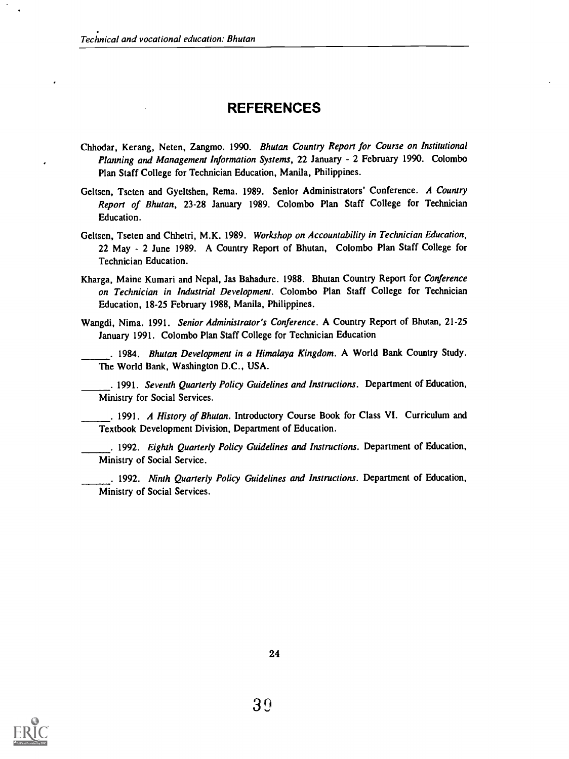# REFERENCES

Chhodar, Kerang, Neten, Zangmo. 1990. *Bhutan Country Report for Course on Institutional Planning and Management Information Systems*, 22 January - 2 February 1990. Colombo Plan Staff College for Technician Education, Manila, Philippines.

Geltsen, Tseten and Gyeltshen, Rema. 1989. Senior Administrators' Conference. *A Country Report of Bhutan*, 23-28 January 1989. Colombo Plan Staff College for Technician Education.

Geltsen, Tseten and Chhetri, M.K. 1989. *Workshop on Accountability in Technician Education*, 22 May - 2 June 1989. A Country Report of Bhutan, Colombo Plan Staff College for Technician Education.

Kharga, Maine Kumari and Nepal, Jas Bahadure. 1988. Bhutan Country Report for *Conference on Technician in Industrial Development*. Colombo Plan Staff College for Technician Education, 18-25 February 1988, Manila, Philippines.

Wangdi, Nima. 1991. *Senior Administrator's Conference*. A Country Report of Bhutan, 21-25 January 1991. Colombo Plan Staff College for Technician Education

______. 1984. *Bhutan Development in a Himalaya Kingdom*. A World Bank Country Study. The World Bank, Washington D.C., USA.

______. 1991. *Seventh Quarterly Policy Guidelines and Instructions*. Department of Education, Ministry for Social Services.

______. 1991. *A History of Bhutan*. Introductory Course Book for Class VI. Curriculum and Textbook Development Division, Department of Education.

______. 1992. *Eighth Quarterly Policy Guidelines and Instructions*. Department of Education, Ministry of Social Service.

______. 1992. *Ninth Quarterly Policy Guidelines and Instructions*. Department of Education, Ministry of Social Services.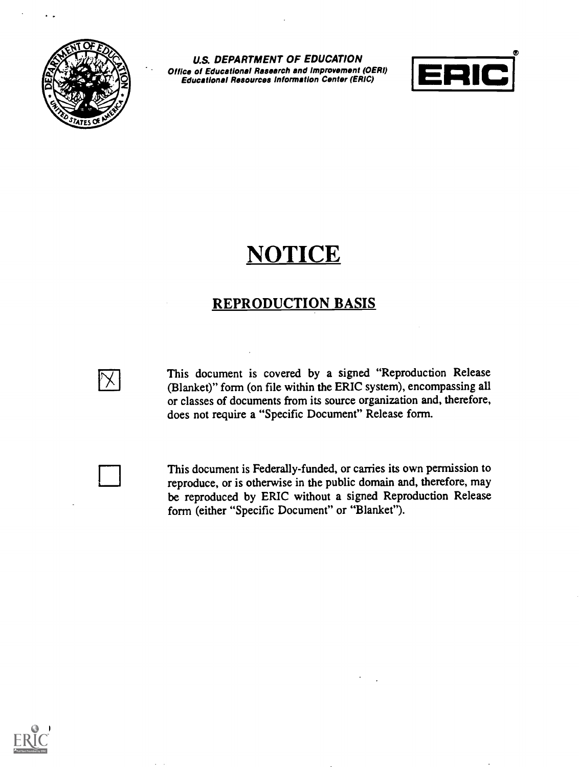U.S. DEPARTMENT OF EDUCATION
Office of Educational Research and Improvement (OERI)
Educational Resources Information Center (ERIC)

ERIC

# NOTICE

## REPRODUCTION BASIS

- [X] This document is covered by a signed "Reproduction Release (Blanket)" form (on file within the ERIC system), encompassing all or classes of documents from its source organization and, therefore, does not require a "Specific Document" Release form.

- [ ] This document is Federally-funded, or carries its own permission to reproduce, or is otherwise in the public domain and, therefore, may be reproduced by ERIC without a signed Reproduction Release form (either "Specific Document" or "Blanket").